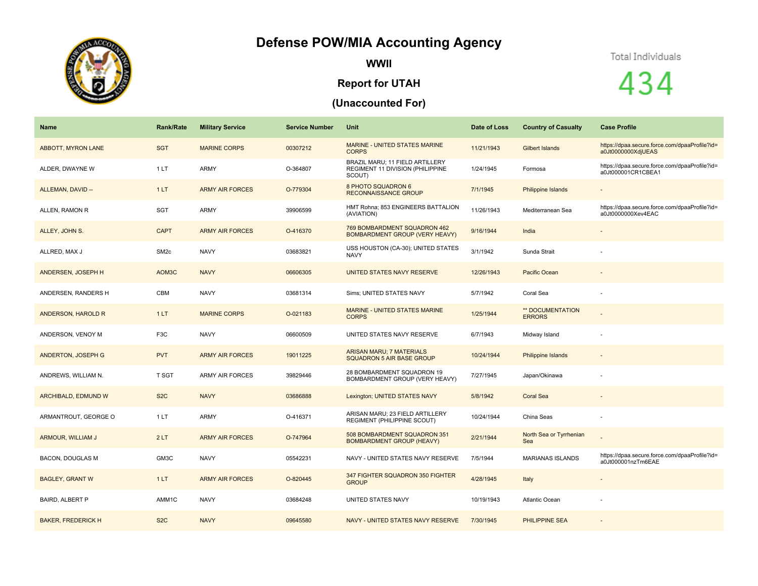# Defense POW/MIA Accounting Agency

## WWII

## Report for UTAH

## (Unaccounted For)

Total Individuals

434

| Name | Rank/Rate | Military Service | Service Number | Unit | Date of Loss | Country of Casualty | Case Profile |
|---|---|---|---|---|---|---|---|
| ABBOTT, MYRON LANE | SGT | MARINE CORPS | 00307212 | MARINE - UNITED STATES MARINE CORPS | 11/21/1943 | Gilbert Islands | https://dpaa.secure.force.com/dpaaProfile?id=a0Jt0000000XdjUEAS |
| ALDER, DWAYNE W | 1 LT | ARMY | O-364807 | BRAZIL MARU; 11 FIELD ARTILLERY REGIMENT 11 DIVISION (PHILIPPINE SCOUT) | 1/24/1945 | Formosa | https://dpaa.secure.force.com/dpaaProfile?id=a0Jt000001CR1CBEA1 |
| ALLEMAN, DAVID -- | 1 LT | ARMY AIR FORCES | O-779304 | 8 PHOTO SQUADRON 6 RECONNAISSANCE GROUP | 7/1/1945 | Philippine Islands | - |
| ALLEN, RAMON R | SGT | ARMY | 39906599 | HMT Rohna; 853 ENGINEERS BATTALION (AVIATION) | 11/26/1943 | Mediterranean Sea | https://dpaa.secure.force.com/dpaaProfile?id=a0Jt0000000Xev4EAC |
| ALLEY, JOHN S. | CAPT | ARMY AIR FORCES | O-416370 | 769 BOMBARDMENT SQUADRON 462 BOMBARDMENT GROUP (VERY HEAVY) | 9/16/1944 | India | - |
| ALLRED, MAX J | SM2c | NAVY | 03683821 | USS HOUSTON (CA-30); UNITED STATES NAVY | 3/1/1942 | Sunda Strait | - |
| ANDERSEN, JOSEPH H | AOM3C | NAVY | 06606305 | UNITED STATES NAVY RESERVE | 12/26/1943 | Pacific Ocean | - |
| ANDERSEN, RANDERS H | CBM | NAVY | 03681314 | Sims; UNITED STATES NAVY | 5/7/1942 | Coral Sea | - |
| ANDERSON, HAROLD R | 1 LT | MARINE CORPS | O-021183 | MARINE - UNITED STATES MARINE CORPS | 1/25/1944 | ** DOCUMENTATION ERRORS | - |
| ANDERSON, VENOY M | F3C | NAVY | 06600509 | UNITED STATES NAVY RESERVE | 6/7/1943 | Midway Island | - |
| ANDERTON, JOSEPH G | PVT | ARMY AIR FORCES | 19011225 | ARISAN MARU; 7 MATERIALS SQUADRON 5 AIR BASE GROUP | 10/24/1944 | Philippine Islands | - |
| ANDREWS, WILLIAM N. | T SGT | ARMY AIR FORCES | 39829446 | 28 BOMBARDMENT SQUADRON 19 BOMBARDMENT GROUP (VERY HEAVY) | 7/27/1945 | Japan/Okinawa | - |
| ARCHIBALD, EDMUND W | S2C | NAVY | 03686888 | Lexington; UNITED STATES NAVY | 5/8/1942 | Coral Sea | - |
| ARMANTROUT, GEORGE O | 1 LT | ARMY | O-416371 | ARISAN MARU; 23 FIELD ARTILLERY REGIMENT (PHILIPPINE SCOUT) | 10/24/1944 | China Seas | - |
| ARMOUR, WILLIAM J | 2 LT | ARMY AIR FORCES | O-747964 | 508 BOMBARDMENT SQUADRON 351 BOMBARDMENT GROUP (HEAVY) | 2/21/1944 | North Sea or Tyrrhenian Sea | - |
| BACON, DOUGLAS M | GM3C | NAVY | 05542231 | NAVY - UNITED STATES NAVY RESERVE | 7/5/1944 | MARIANAS ISLANDS | https://dpaa.secure.force.com/dpaaProfile?id=a0Jt000001nzTm6EAE |
| BAGLEY, GRANT W | 1 LT | ARMY AIR FORCES | O-820445 | 347 FIGHTER SQUADRON 350 FIGHTER GROUP | 4/28/1945 | Italy | - |
| BAIRD, ALBERT P | AMM1C | NAVY | 03684248 | UNITED STATES NAVY | 10/19/1943 | Atlantic Ocean | - |
| BAKER, FREDERICK H | S2C | NAVY | 09645580 | NAVY - UNITED STATES NAVY RESERVE | 7/30/1945 | PHILIPPINE SEA | - |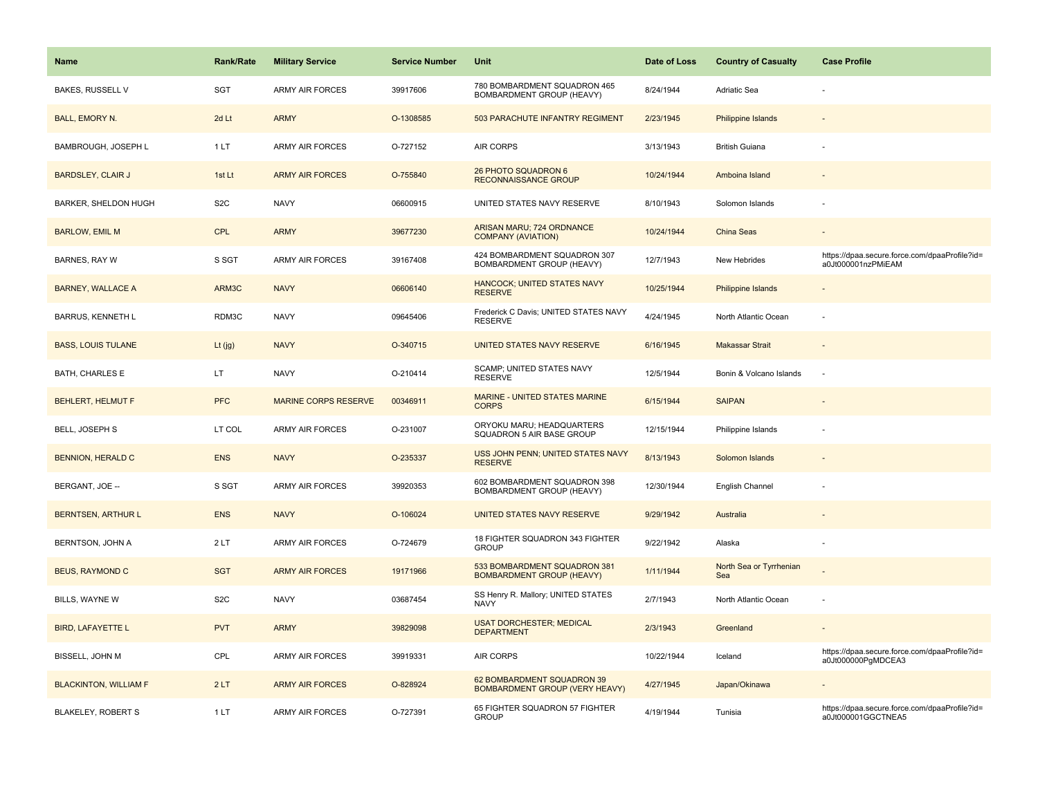| Name | Rank/Rate | Military Service | Service Number | Unit | Date of Loss | Country of Casualty | Case Profile |
|---|---|---|---|---|---|---|---|
| BAKES, RUSSELL V | SGT | ARMY AIR FORCES | 39917606 | 780 BOMBARDMENT SQUADRON 465 BOMBARDMENT GROUP (HEAVY) | 8/24/1944 | Adriatic Sea | - |
| BALL, EMORY N. | 2d Lt | ARMY | O-1308585 | 503 PARACHUTE INFANTRY REGIMENT | 2/23/1945 | Philippine Islands | - |
| BAMBROUGH, JOSEPH L | 1 LT | ARMY AIR FORCES | O-727152 | AIR CORPS | 3/13/1943 | British Guiana | - |
| BARDSLEY, CLAIR J | 1st Lt | ARMY AIR FORCES | O-755840 | 26 PHOTO SQUADRON 6 RECONNAISSANCE GROUP | 10/24/1944 | Amboina Island | - |
| BARKER, SHELDON HUGH | S2C | NAVY | 06600915 | UNITED STATES NAVY RESERVE | 8/10/1943 | Solomon Islands | - |
| BARLOW, EMIL M | CPL | ARMY | 39677230 | ARISAN MARU; 724 ORDNANCE COMPANY (AVIATION) | 10/24/1944 | China Seas | - |
| BARNES, RAY W | S SGT | ARMY AIR FORCES | 39167408 | 424 BOMBARDMENT SQUADRON 307 BOMBARDMENT GROUP (HEAVY) | 12/7/1943 | New Hebrides | https://dpaa.secure.force.com/dpaaProfile?id=a0Jt000001nzPMiEAM |
| BARNEY, WALLACE A | ARM3C | NAVY | 06606140 | HANCOCK; UNITED STATES NAVY RESERVE | 10/25/1944 | Philippine Islands | - |
| BARRUS, KENNETH L | RDM3C | NAVY | 09645406 | Frederick C Davis; UNITED STATES NAVY RESERVE | 4/24/1945 | North Atlantic Ocean | - |
| BASS, LOUIS TULANE | Lt (jg) | NAVY | O-340715 | UNITED STATES NAVY RESERVE | 6/16/1945 | Makassar Strait | - |
| BATH, CHARLES E | LT | NAVY | O-210414 | SCAMP; UNITED STATES NAVY RESERVE | 12/5/1944 | Bonin & Volcano Islands | - |
| BEHLERT, HELMUT F | PFC | MARINE CORPS RESERVE | 00346911 | MARINE - UNITED STATES MARINE CORPS | 6/15/1944 | SAIPAN | - |
| BELL, JOSEPH S | LT COL | ARMY AIR FORCES | O-231007 | ORYOKU MARU; HEADQUARTERS SQUADRON 5 AIR BASE GROUP | 12/15/1944 | Philippine Islands | - |
| BENNION, HERALD C | ENS | NAVY | O-235337 | USS JOHN PENN; UNITED STATES NAVY RESERVE | 8/13/1943 | Solomon Islands | - |
| BERGANT, JOE -- | S SGT | ARMY AIR FORCES | 39920353 | 602 BOMBARDMENT SQUADRON 398 BOMBARDMENT GROUP (HEAVY) | 12/30/1944 | English Channel | - |
| BERNTSEN, ARTHUR L | ENS | NAVY | O-106024 | UNITED STATES NAVY RESERVE | 9/29/1942 | Australia | - |
| BERNTSON, JOHN A | 2 LT | ARMY AIR FORCES | O-724679 | 18 FIGHTER SQUADRON 343 FIGHTER GROUP | 9/22/1942 | Alaska | - |
| BEUS, RAYMOND C | SGT | ARMY AIR FORCES | 19171966 | 533 BOMBARDMENT SQUADRON 381 BOMBARDMENT GROUP (HEAVY) | 1/11/1944 | North Sea or Tyrrhenian Sea | - |
| BILLS, WAYNE W | S2C | NAVY | 03687454 | SS Henry R. Mallory; UNITED STATES NAVY | 2/7/1943 | North Atlantic Ocean | - |
| BIRD, LAFAYETTE L | PVT | ARMY | 39829098 | USAT DORCHESTER; MEDICAL DEPARTMENT | 2/3/1943 | Greenland | - |
| BISSELL, JOHN M | CPL | ARMY AIR FORCES | 39919331 | AIR CORPS | 10/22/1944 | Iceland | https://dpaa.secure.force.com/dpaaProfile?id=a0Jt000000PgMDCEA3 |
| BLACKINTON, WILLIAM F | 2 LT | ARMY AIR FORCES | O-828924 | 62 BOMBARDMENT SQUADRON 39 BOMBARDMENT GROUP (VERY HEAVY) | 4/27/1945 | Japan/Okinawa | - |
| BLAKELEY, ROBERT S | 1 LT | ARMY AIR FORCES | O-727391 | 65 FIGHTER SQUADRON 57 FIGHTER GROUP | 4/19/1944 | Tunisia | https://dpaa.secure.force.com/dpaaProfile?id=a0Jt000001GGCTNEA5 |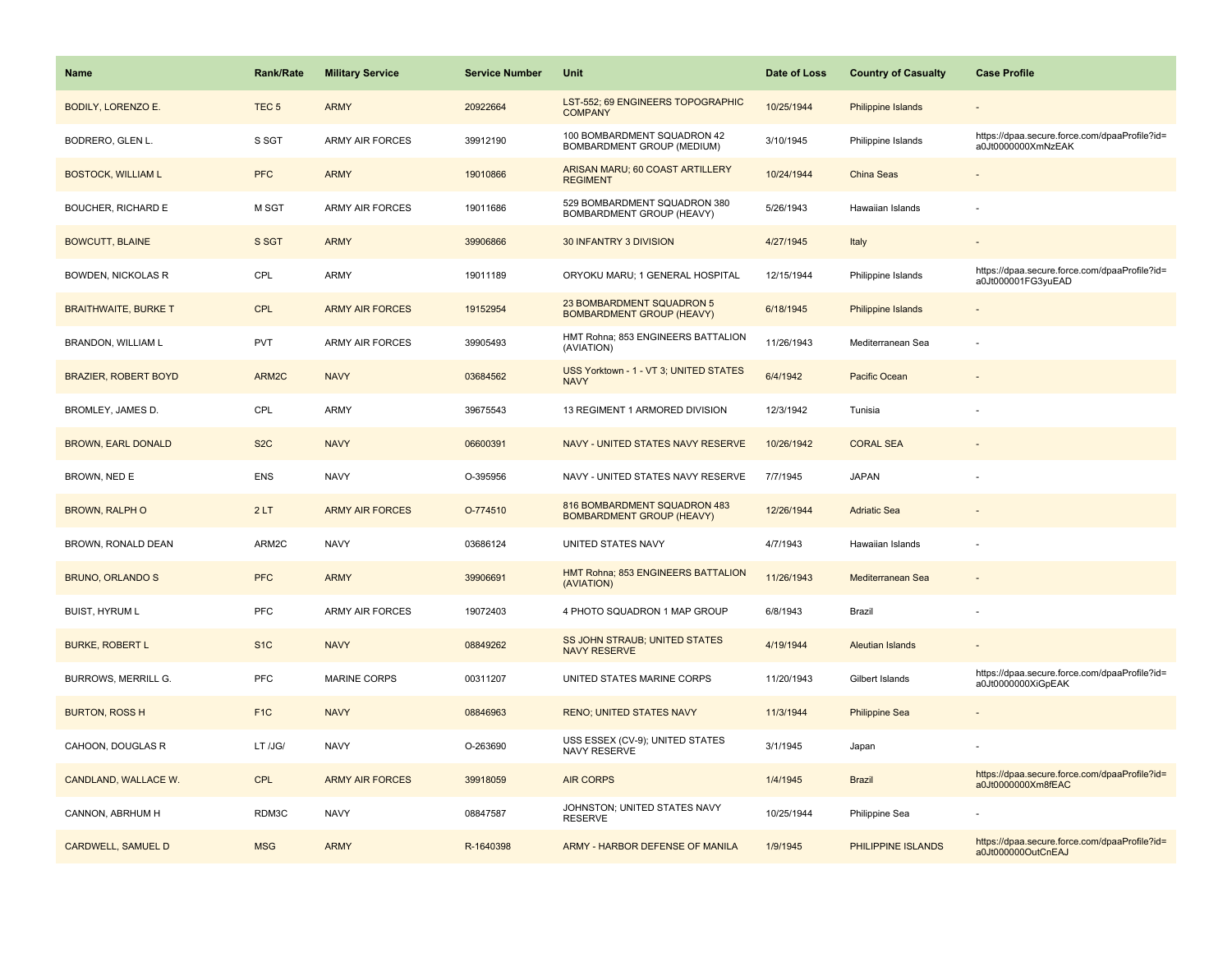| Name | Rank/Rate | Military Service | Service Number | Unit | Date of Loss | Country of Casualty | Case Profile |
| --- | --- | --- | --- | --- | --- | --- | --- |
| BODILY, LORENZO E. | TEC 5 | ARMY | 20922664 | LST-552; 69 ENGINEERS TOPOGRAPHIC COMPANY | 10/25/1944 | Philippine Islands | - |
| BODRERO, GLEN L. | S SGT | ARMY AIR FORCES | 39912190 | 100 BOMBARDMENT SQUADRON 42 BOMBARDMENT GROUP (MEDIUM) | 3/10/1945 | Philippine Islands | https://dpaa.secure.force.com/dpaaProfile?id=a0Jt0000000XmNzEAK |
| BOSTOCK, WILLIAM L | PFC | ARMY | 19010866 | ARISAN MARU; 60 COAST ARTILLERY REGIMENT | 10/24/1944 | China Seas | - |
| BOUCHER, RICHARD E | M SGT | ARMY AIR FORCES | 19011686 | 529 BOMBARDMENT SQUADRON 380 BOMBARDMENT GROUP (HEAVY) | 5/26/1943 | Hawaiian Islands | - |
| BOWCUTT, BLAINE | S SGT | ARMY | 39906866 | 30 INFANTRY 3 DIVISION | 4/27/1945 | Italy | - |
| BOWDEN, NICKOLAS R | CPL | ARMY | 19011189 | ORYOKU MARU; 1 GENERAL HOSPITAL | 12/15/1944 | Philippine Islands | https://dpaa.secure.force.com/dpaaProfile?id=a0Jt000001FG3yuEAD |
| BRAITHWAITE, BURKE T | CPL | ARMY AIR FORCES | 19152954 | 23 BOMBARDMENT SQUADRON 5 BOMBARDMENT GROUP (HEAVY) | 6/18/1945 | Philippine Islands | - |
| BRANDON, WILLIAM L | PVT | ARMY AIR FORCES | 39905493 | HMT Rohna; 853 ENGINEERS BATTALION (AVIATION) | 11/26/1943 | Mediterranean Sea | - |
| BRAZIER, ROBERT BOYD | ARM2C | NAVY | 03684562 | USS Yorktown - 1 - VT 3; UNITED STATES NAVY | 6/4/1942 | Pacific Ocean | - |
| BROMLEY, JAMES D. | CPL | ARMY | 39675543 | 13 REGIMENT 1 ARMORED DIVISION | 12/3/1942 | Tunisia | - |
| BROWN, EARL DONALD | S2C | NAVY | 06600391 | NAVY - UNITED STATES NAVY RESERVE | 10/26/1942 | CORAL SEA | - |
| BROWN, NED E | ENS | NAVY | O-395956 | NAVY - UNITED STATES NAVY RESERVE | 7/7/1945 | JAPAN | - |
| BROWN, RALPH O | 2 LT | ARMY AIR FORCES | O-774510 | 816 BOMBARDMENT SQUADRON 483 BOMBARDMENT GROUP (HEAVY) | 12/26/1944 | Adriatic Sea | - |
| BROWN, RONALD DEAN | ARM2C | NAVY | 03686124 | UNITED STATES NAVY | 4/7/1943 | Hawaiian Islands | - |
| BRUNO, ORLANDO S | PFC | ARMY | 39906691 | HMT Rohna; 853 ENGINEERS BATTALION (AVIATION) | 11/26/1943 | Mediterranean Sea | - |
| BUIST, HYRUM L | PFC | ARMY AIR FORCES | 19072403 | 4 PHOTO SQUADRON 1 MAP GROUP | 6/8/1943 | Brazil | - |
| BURKE, ROBERT L | S1C | NAVY | 08849262 | SS JOHN STRAUB; UNITED STATES NAVY RESERVE | 4/19/1944 | Aleutian Islands | - |
| BURROWS, MERRILL G. | PFC | MARINE CORPS | 00311207 | UNITED STATES MARINE CORPS | 11/20/1943 | Gilbert Islands | https://dpaa.secure.force.com/dpaaProfile?id=a0Jt0000000XiGpEAK |
| BURTON, ROSS H | F1C | NAVY | 08846963 | RENO; UNITED STATES NAVY | 11/3/1944 | Philippine Sea | - |
| CAHOON, DOUGLAS R | LT /JG/ | NAVY | O-263690 | USS ESSEX (CV-9); UNITED STATES NAVY RESERVE | 3/1/1945 | Japan | - |
| CANDLAND, WALLACE W. | CPL | ARMY AIR FORCES | 39918059 | AIR CORPS | 1/4/1945 | Brazil | https://dpaa.secure.force.com/dpaaProfile?id=a0Jt0000000Xm8fEAC |
| CANNON, ABRHUM H | RDM3C | NAVY | 08847587 | JOHNSTON; UNITED STATES NAVY RESERVE | 10/25/1944 | Philippine Sea | - |
| CARDWELL, SAMUEL D | MSG | ARMY | R-1640398 | ARMY - HARBOR DEFENSE OF MANILA | 1/9/1945 | PHILIPPINE ISLANDS | https://dpaa.secure.force.com/dpaaProfile?id=a0Jt000000OutCnEAJ |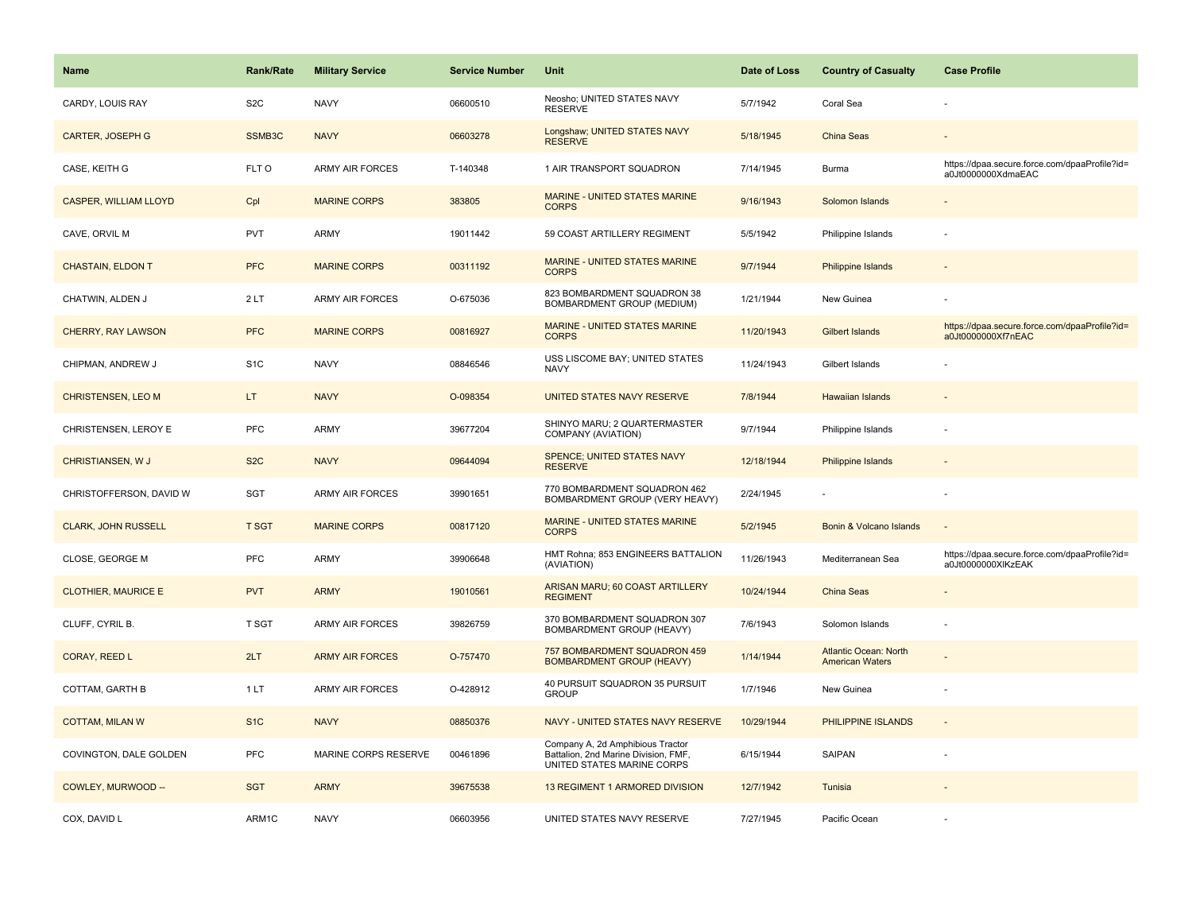| Name | Rank/Rate | Military Service | Service Number | Unit | Date of Loss | Country of Casualty | Case Profile |
|---|---|---|---|---|---|---|---|
| CARDY, LOUIS RAY | S2C | NAVY | 06600510 | Neosho; UNITED STATES NAVY RESERVE | 5/7/1942 | Coral Sea | - |
| CARTER, JOSEPH G | SSMB3C | NAVY | 06603278 | Longshaw; UNITED STATES NAVY RESERVE | 5/18/1945 | China Seas | - |
| CASE, KEITH G | FLT O | ARMY AIR FORCES | T-140348 | 1 AIR TRANSPORT SQUADRON | 7/14/1945 | Burma | https://dpaa.secure.force.com/dpaaProfile?id=a0Jt0000000XdmaEAC |
| CASPER, WILLIAM LLOYD | Cpl | MARINE CORPS | 383805 | MARINE - UNITED STATES MARINE CORPS | 9/16/1943 | Solomon Islands | - |
| CAVE, ORVIL M | PVT | ARMY | 19011442 | 59 COAST ARTILLERY REGIMENT | 5/5/1942 | Philippine Islands | - |
| CHASTAIN, ELDON T | PFC | MARINE CORPS | 00311192 | MARINE - UNITED STATES MARINE CORPS | 9/7/1944 | Philippine Islands | - |
| CHATWIN, ALDEN J | 2 LT | ARMY AIR FORCES | O-675036 | 823 BOMBARDMENT SQUADRON 38 BOMBARDMENT GROUP (MEDIUM) | 1/21/1944 | New Guinea | - |
| CHERRY, RAY LAWSON | PFC | MARINE CORPS | 00816927 | MARINE - UNITED STATES MARINE CORPS | 11/20/1943 | Gilbert Islands | https://dpaa.secure.force.com/dpaaProfile?id=a0Jt0000000Xf7nEAC |
| CHIPMAN, ANDREW J | S1C | NAVY | 08846546 | USS LISCOME BAY; UNITED STATES NAVY | 11/24/1943 | Gilbert Islands | - |
| CHRISTENSEN, LEO M | LT | NAVY | O-098354 | UNITED STATES NAVY RESERVE | 7/8/1944 | Hawaiian Islands | - |
| CHRISTENSEN, LEROY E | PFC | ARMY | 39677204 | SHINYO MARU; 2 QUARTERMASTER COMPANY (AVIATION) | 9/7/1944 | Philippine Islands | - |
| CHRISTIANSEN, W J | S2C | NAVY | 09644094 | SPENCE; UNITED STATES NAVY RESERVE | 12/18/1944 | Philippine Islands | - |
| CHRISTOFFERSON, DAVID W | SGT | ARMY AIR FORCES | 39901651 | 770 BOMBARDMENT SQUADRON 462 BOMBARDMENT GROUP (VERY HEAVY) | 2/24/1945 | - | - |
| CLARK, JOHN RUSSELL | T SGT | MARINE CORPS | 00817120 | MARINE - UNITED STATES MARINE CORPS | 5/2/1945 | Bonin & Volcano Islands | - |
| CLOSE, GEORGE M | PFC | ARMY | 39906648 | HMT Rohna; 853 ENGINEERS BATTALION (AVIATION) | 11/26/1943 | Mediterranean Sea | https://dpaa.secure.force.com/dpaaProfile?id=a0Jt0000000XlKzEAK |
| CLOTHIER, MAURICE E | PVT | ARMY | 19010561 | ARISAN MARU; 60 COAST ARTILLERY REGIMENT | 10/24/1944 | China Seas | - |
| CLUFF, CYRIL B. | T SGT | ARMY AIR FORCES | 39826759 | 370 BOMBARDMENT SQUADRON 307 BOMBARDMENT GROUP (HEAVY) | 7/6/1943 | Solomon Islands | - |
| CORAY, REED L | 2LT | ARMY AIR FORCES | O-757470 | 757 BOMBARDMENT SQUADRON 459 BOMBARDMENT GROUP (HEAVY) | 1/14/1944 | Atlantic Ocean: North American Waters | - |
| COTTAM, GARTH B | 1 LT | ARMY AIR FORCES | O-428912 | 40 PURSUIT SQUADRON 35 PURSUIT GROUP | 1/7/1946 | New Guinea | - |
| COTTAM, MILAN W | S1C | NAVY | 08850376 | NAVY - UNITED STATES NAVY RESERVE | 10/29/1944 | PHILIPPINE ISLANDS | - |
| COVINGTON, DALE GOLDEN | PFC | MARINE CORPS RESERVE | 00461896 | Company A, 2d Amphibious Tractor Battalion, 2nd Marine Division, FMF, UNITED STATES MARINE CORPS | 6/15/1944 | SAIPAN | - |
| COWLEY, MURWOOD -- | SGT | ARMY | 39675538 | 13 REGIMENT 1 ARMORED DIVISION | 12/7/1942 | Tunisia | - |
| COX, DAVID L | ARM1C | NAVY | 06603956 | UNITED STATES NAVY RESERVE | 7/27/1945 | Pacific Ocean | - |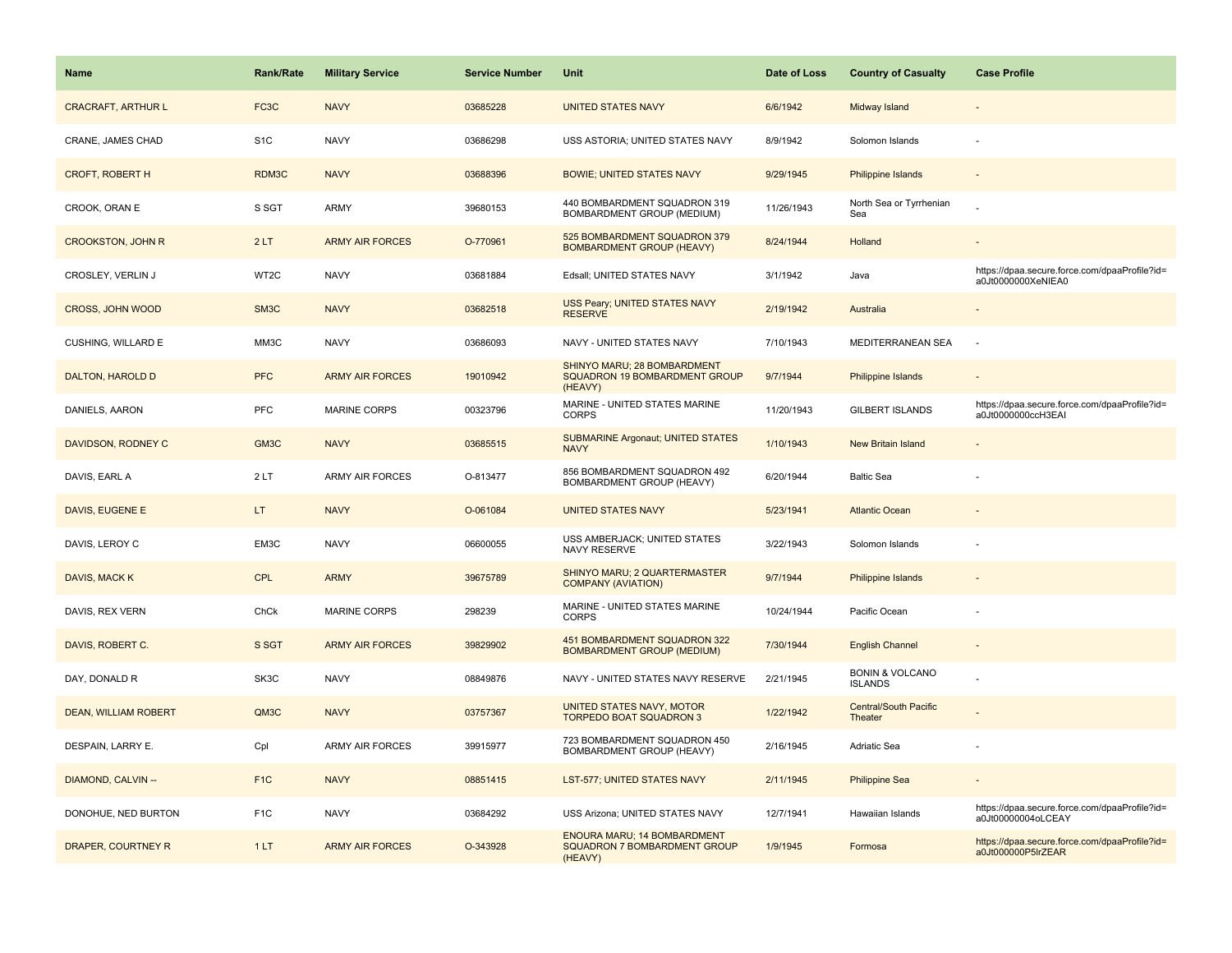| Name | Rank/Rate | Military Service | Service Number | Unit | Date of Loss | Country of Casualty | Case Profile |
|---|---|---|---|---|---|---|---|
| CRACRAFT, ARTHUR L | FC3C | NAVY | 03685228 | UNITED STATES NAVY | 6/6/1942 | Midway Island | - |
| CRANE, JAMES CHAD | S1C | NAVY | 03686298 | USS ASTORIA; UNITED STATES NAVY | 8/9/1942 | Solomon Islands | - |
| CROFT, ROBERT H | RDM3C | NAVY | 03688396 | BOWIE; UNITED STATES NAVY | 9/29/1945 | Philippine Islands | - |
| CROOK, ORAN E | S SGT | ARMY | 39680153 | 440 BOMBARDMENT SQUADRON 319 BOMBARDMENT GROUP (MEDIUM) | 11/26/1943 | North Sea or Tyrrhenian Sea | - |
| CROOKSTON, JOHN R | 2 LT | ARMY AIR FORCES | O-770961 | 525 BOMBARDMENT SQUADRON 379 BOMBARDMENT GROUP (HEAVY) | 8/24/1944 | Holland | - |
| CROSLEY, VERLIN J | WT2C | NAVY | 03681884 | Edsall; UNITED STATES NAVY | 3/1/1942 | Java | https://dpaa.secure.force.com/dpaaProfile?id=a0Jt0000000XeNIEA0 |
| CROSS, JOHN WOOD | SM3C | NAVY | 03682518 | USS Peary; UNITED STATES NAVY RESERVE | 2/19/1942 | Australia | - |
| CUSHING, WILLARD E | MM3C | NAVY | 03686093 | NAVY - UNITED STATES NAVY | 7/10/1943 | MEDITERRANEAN SEA | - |
| DALTON, HAROLD D | PFC | ARMY AIR FORCES | 19010942 | SHINYO MARU; 28 BOMBARDMENT SQUADRON 19 BOMBARDMENT GROUP (HEAVY) | 9/7/1944 | Philippine Islands | - |
| DANIELS, AARON | PFC | MARINE CORPS | 00323796 | MARINE - UNITED STATES MARINE CORPS | 11/20/1943 | GILBERT ISLANDS | https://dpaa.secure.force.com/dpaaProfile?id=a0Jt0000000ccH3EAI |
| DAVIDSON, RODNEY C | GM3C | NAVY | 03685515 | SUBMARINE Argonaut; UNITED STATES NAVY | 1/10/1943 | New Britain Island | - |
| DAVIS, EARL A | 2 LT | ARMY AIR FORCES | O-813477 | 856 BOMBARDMENT SQUADRON 492 BOMBARDMENT GROUP (HEAVY) | 6/20/1944 | Baltic Sea | - |
| DAVIS, EUGENE E | LT | NAVY | O-061084 | UNITED STATES NAVY | 5/23/1941 | Atlantic Ocean | - |
| DAVIS, LEROY C | EM3C | NAVY | 06600055 | USS AMBERJACK; UNITED STATES NAVY RESERVE | 3/22/1943 | Solomon Islands | - |
| DAVIS, MACK K | CPL | ARMY | 39675789 | SHINYO MARU; 2 QUARTERMASTER COMPANY (AVIATION) | 9/7/1944 | Philippine Islands | - |
| DAVIS, REX VERN | ChCk | MARINE CORPS | 298239 | MARINE - UNITED STATES MARINE CORPS | 10/24/1944 | Pacific Ocean | - |
| DAVIS, ROBERT C. | S SGT | ARMY AIR FORCES | 39829902 | 451 BOMBARDMENT SQUADRON 322 BOMBARDMENT GROUP (MEDIUM) | 7/30/1944 | English Channel | - |
| DAY, DONALD R | SK3C | NAVY | 08849876 | NAVY - UNITED STATES NAVY RESERVE | 2/21/1945 | BONIN & VOLCANO ISLANDS | - |
| DEAN, WILLIAM ROBERT | QM3C | NAVY | 03757367 | UNITED STATES NAVY, MOTOR TORPEDO BOAT SQUADRON 3 | 1/22/1942 | Central/South Pacific Theater | - |
| DESPAIN, LARRY E. | Cpl | ARMY AIR FORCES | 39915977 | 723 BOMBARDMENT SQUADRON 450 BOMBARDMENT GROUP (HEAVY) | 2/16/1945 | Adriatic Sea | - |
| DIAMOND, CALVIN -- | F1C | NAVY | 08851415 | LST-577; UNITED STATES NAVY | 2/11/1945 | Philippine Sea | - |
| DONOHUE, NED BURTON | F1C | NAVY | 03684292 | USS Arizona; UNITED STATES NAVY | 12/7/1941 | Hawaiian Islands | https://dpaa.secure.force.com/dpaaProfile?id=a0Jt00000004oLCEAY |
| DRAPER, COURTNEY R | 1 LT | ARMY AIR FORCES | O-343928 | ENOURA MARU; 14 BOMBARDMENT SQUADRON 7 BOMBARDMENT GROUP (HEAVY) | 1/9/1945 | Formosa | https://dpaa.secure.force.com/dpaaProfile?id=a0Jt000000P5lrZEAR |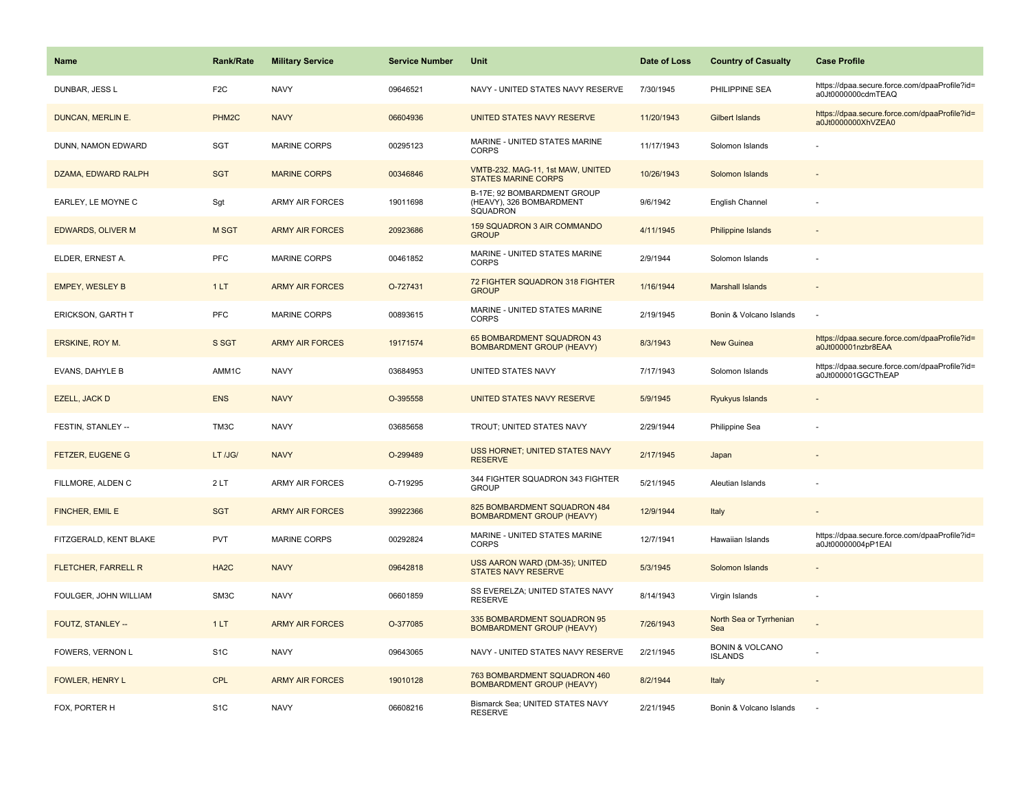| Name | Rank/Rate | Military Service | Service Number | Unit | Date of Loss | Country of Casualty | Case Profile |
| --- | --- | --- | --- | --- | --- | --- | --- |
| DUNBAR, JESS L | F2C | NAVY | 09646521 | NAVY - UNITED STATES NAVY RESERVE | 7/30/1945 | PHILIPPINE SEA | https://dpaa.secure.force.com/dpaaProfile?id=a0Jt0000000cdmTEAQ |
| DUNCAN, MERLIN E. | PHM2C | NAVY | 06604936 | UNITED STATES NAVY RESERVE | 11/20/1943 | Gilbert Islands | https://dpaa.secure.force.com/dpaaProfile?id=a0Jt0000000XhVZEA0 |
| DUNN, NAMON EDWARD | SGT | MARINE CORPS | 00295123 | MARINE - UNITED STATES MARINE CORPS | 11/17/1943 | Solomon Islands | - |
| DZAMA, EDWARD RALPH | SGT | MARINE CORPS | 00346846 | VMTB-232. MAG-11, 1st MAW, UNITED STATES MARINE CORPS | 10/26/1943 | Solomon Islands | - |
| EARLEY, LE MOYNE C | Sgt | ARMY AIR FORCES | 19011698 | B-17E; 92 BOMBARDMENT GROUP (HEAVY), 326 BOMBARDMENT SQUADRON | 9/6/1942 | English Channel | - |
| EDWARDS, OLIVER M | M SGT | ARMY AIR FORCES | 20923686 | 159 SQUADRON 3 AIR COMMANDO GROUP | 4/11/1945 | Philippine Islands | - |
| ELDER, ERNEST A. | PFC | MARINE CORPS | 00461852 | MARINE - UNITED STATES MARINE CORPS | 2/9/1944 | Solomon Islands | - |
| EMPEY, WESLEY B | 1 LT | ARMY AIR FORCES | O-727431 | 72 FIGHTER SQUADRON 318 FIGHTER GROUP | 1/16/1944 | Marshall Islands | - |
| ERICKSON, GARTH T | PFC | MARINE CORPS | 00893615 | MARINE - UNITED STATES MARINE CORPS | 2/19/1945 | Bonin & Volcano Islands | - |
| ERSKINE, ROY M. | S SGT | ARMY AIR FORCES | 19171574 | 65 BOMBARDMENT SQUADRON 43 BOMBARDMENT GROUP (HEAVY) | 8/3/1943 | New Guinea | https://dpaa.secure.force.com/dpaaProfile?id=a0Jt000001nzbr8EAA |
| EVANS, DAHYLE B | AMM1C | NAVY | 03684953 | UNITED STATES NAVY | 7/17/1943 | Solomon Islands | https://dpaa.secure.force.com/dpaaProfile?id=a0Jt000001GGCThEAP |
| EZELL, JACK D | ENS | NAVY | O-395558 | UNITED STATES NAVY RESERVE | 5/9/1945 | Ryukyus Islands | - |
| FESTIN, STANLEY -- | TM3C | NAVY | 03685658 | TROUT; UNITED STATES NAVY | 2/29/1944 | Philippine Sea | - |
| FETZER, EUGENE G | LT /JG/ | NAVY | O-299489 | USS HORNET; UNITED STATES NAVY RESERVE | 2/17/1945 | Japan | - |
| FILLMORE, ALDEN C | 2 LT | ARMY AIR FORCES | O-719295 | 344 FIGHTER SQUADRON 343 FIGHTER GROUP | 5/21/1945 | Aleutian Islands | - |
| FINCHER, EMIL E | SGT | ARMY AIR FORCES | 39922366 | 825 BOMBARDMENT SQUADRON 484 BOMBARDMENT GROUP (HEAVY) | 12/9/1944 | Italy | - |
| FITZGERALD, KENT BLAKE | PVT | MARINE CORPS | 00292824 | MARINE - UNITED STATES MARINE CORPS | 12/7/1941 | Hawaiian Islands | https://dpaa.secure.force.com/dpaaProfile?id=a0Jt00000004pP1EAI |
| FLETCHER, FARRELL R | HA2C | NAVY | 09642818 | USS AARON WARD (DM-35); UNITED STATES NAVY RESERVE | 5/3/1945 | Solomon Islands | - |
| FOULGER, JOHN WILLIAM | SM3C | NAVY | 06601859 | SS EVERELZA; UNITED STATES NAVY RESERVE | 8/14/1943 | Virgin Islands | - |
| FOUTZ, STANLEY -- | 1 LT | ARMY AIR FORCES | O-377085 | 335 BOMBARDMENT SQUADRON 95 BOMBARDMENT GROUP (HEAVY) | 7/26/1943 | North Sea or Tyrrhenian Sea | - |
| FOWERS, VERNON L | S1C | NAVY | 09643065 | NAVY - UNITED STATES NAVY RESERVE | 2/21/1945 | BONIN & VOLCANO ISLANDS | - |
| FOWLER, HENRY L | CPL | ARMY AIR FORCES | 19010128 | 763 BOMBARDMENT SQUADRON 460 BOMBARDMENT GROUP (HEAVY) | 8/2/1944 | Italy | - |
| FOX, PORTER H | S1C | NAVY | 06608216 | Bismarck Sea; UNITED STATES NAVY RESERVE | 2/21/1945 | Bonin & Volcano Islands | - |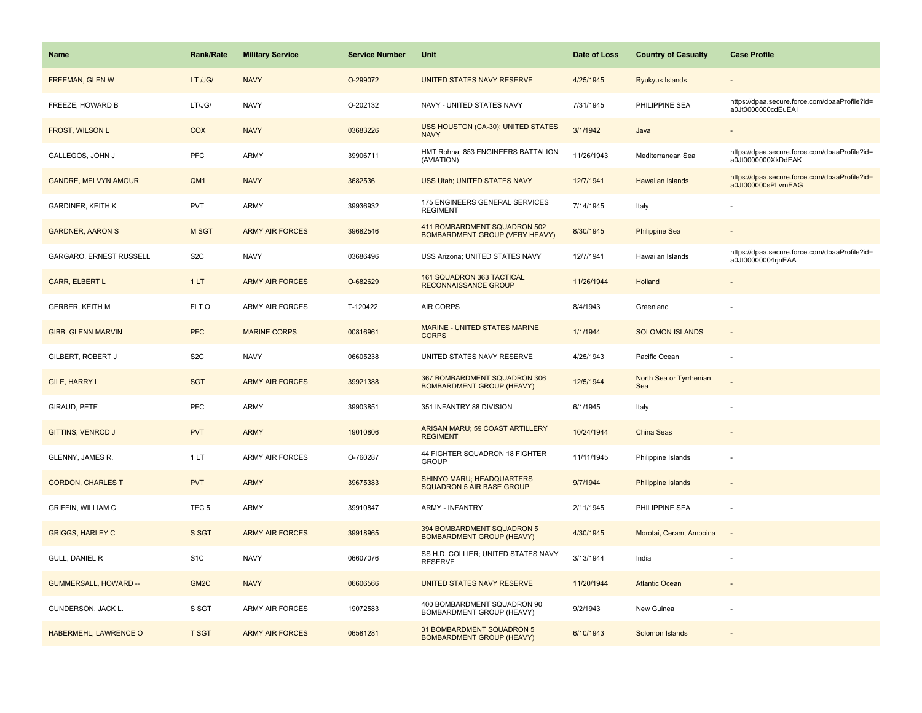| Name | Rank/Rate | Military Service | Service Number | Unit | Date of Loss | Country of Casualty | Case Profile |
|---|---|---|---|---|---|---|---|
| FREEMAN, GLEN W | LT /JG/ | NAVY | O-299072 | UNITED STATES NAVY RESERVE | 4/25/1945 | Ryukyus Islands | - |
| FREEZE, HOWARD B | LT/JG/ | NAVY | O-202132 | NAVY - UNITED STATES NAVY | 7/31/1945 | PHILIPPINE SEA | https://dpaa.secure.force.com/dpaaProfile?id=a0Jt0000000cdEuEAI |
| FROST, WILSON L | COX | NAVY | 03683226 | USS HOUSTON (CA-30); UNITED STATES NAVY | 3/1/1942 | Java | - |
| GALLEGOS, JOHN J | PFC | ARMY | 39906711 | HMT Rohna; 853 ENGINEERS BATTALION (AVIATION) | 11/26/1943 | Mediterranean Sea | https://dpaa.secure.force.com/dpaaProfile?id=a0Jt0000000XkDdEAK |
| GANDRE, MELVYN AMOUR | QM1 | NAVY | 3682536 | USS Utah; UNITED STATES NAVY | 12/7/1941 | Hawaiian Islands | https://dpaa.secure.force.com/dpaaProfile?id=a0Jt000000sPLvmEAG |
| GARDINER, KEITH K | PVT | ARMY | 39936932 | 175 ENGINEERS GENERAL SERVICES REGIMENT | 7/14/1945 | Italy | - |
| GARDNER, AARON S | M SGT | ARMY AIR FORCES | 39682546 | 411 BOMBARDMENT SQUADRON 502 BOMBARDMENT GROUP (VERY HEAVY) | 8/30/1945 | Philippine Sea | - |
| GARGARO, ERNEST RUSSELL | S2C | NAVY | 03686496 | USS Arizona; UNITED STATES NAVY | 12/7/1941 | Hawaiian Islands | https://dpaa.secure.force.com/dpaaProfile?id=a0Jt00000004rjnEAA |
| GARR, ELBERT L | 1 LT | ARMY AIR FORCES | O-682629 | 161 SQUADRON 363 TACTICAL RECONNAISSANCE GROUP | 11/26/1944 | Holland | - |
| GERBER, KEITH M | FLT O | ARMY AIR FORCES | T-120422 | AIR CORPS | 8/4/1943 | Greenland | - |
| GIBB, GLENN MARVIN | PFC | MARINE CORPS | 00816961 | MARINE - UNITED STATES MARINE CORPS | 1/1/1944 | SOLOMON ISLANDS | - |
| GILBERT, ROBERT J | S2C | NAVY | 06605238 | UNITED STATES NAVY RESERVE | 4/25/1943 | Pacific Ocean | - |
| GILE, HARRY L | SGT | ARMY AIR FORCES | 39921388 | 367 BOMBARDMENT SQUADRON 306 BOMBARDMENT GROUP (HEAVY) | 12/5/1944 | North Sea or Tyrrhenian Sea | - |
| GIRAUD, PETE | PFC | ARMY | 39903851 | 351 INFANTRY 88 DIVISION | 6/1/1945 | Italy | - |
| GITTINS, VENROD J | PVT | ARMY | 19010806 | ARISAN MARU; 59 COAST ARTILLERY REGIMENT | 10/24/1944 | China Seas | - |
| GLENNY, JAMES R. | 1 LT | ARMY AIR FORCES | O-760287 | 44 FIGHTER SQUADRON 18 FIGHTER GROUP | 11/11/1945 | Philippine Islands | - |
| GORDON, CHARLES T | PVT | ARMY | 39675383 | SHINYO MARU; HEADQUARTERS SQUADRON 5 AIR BASE GROUP | 9/7/1944 | Philippine Islands | - |
| GRIFFIN, WILLIAM C | TEC 5 | ARMY | 39910847 | ARMY - INFANTRY | 2/11/1945 | PHILIPPINE SEA | - |
| GRIGGS, HARLEY C | S SGT | ARMY AIR FORCES | 39918965 | 394 BOMBARDMENT SQUADRON 5 BOMBARDMENT GROUP (HEAVY) | 4/30/1945 | Morotai, Ceram, Amboina | - |
| GULL, DANIEL R | S1C | NAVY | 06607076 | SS H.D. COLLIER; UNITED STATES NAVY RESERVE | 3/13/1944 | India | - |
| GUMMERSALL, HOWARD -- | GM2C | NAVY | 06606566 | UNITED STATES NAVY RESERVE | 11/20/1944 | Atlantic Ocean | - |
| GUNDERSON, JACK L. | S SGT | ARMY AIR FORCES | 19072583 | 400 BOMBARDMENT SQUADRON 90 BOMBARDMENT GROUP (HEAVY) | 9/2/1943 | New Guinea | - |
| HABERMEHL, LAWRENCE O | T SGT | ARMY AIR FORCES | 06581281 | 31 BOMBARDMENT SQUADRON 5 BOMBARDMENT GROUP (HEAVY) | 6/10/1943 | Solomon Islands | - |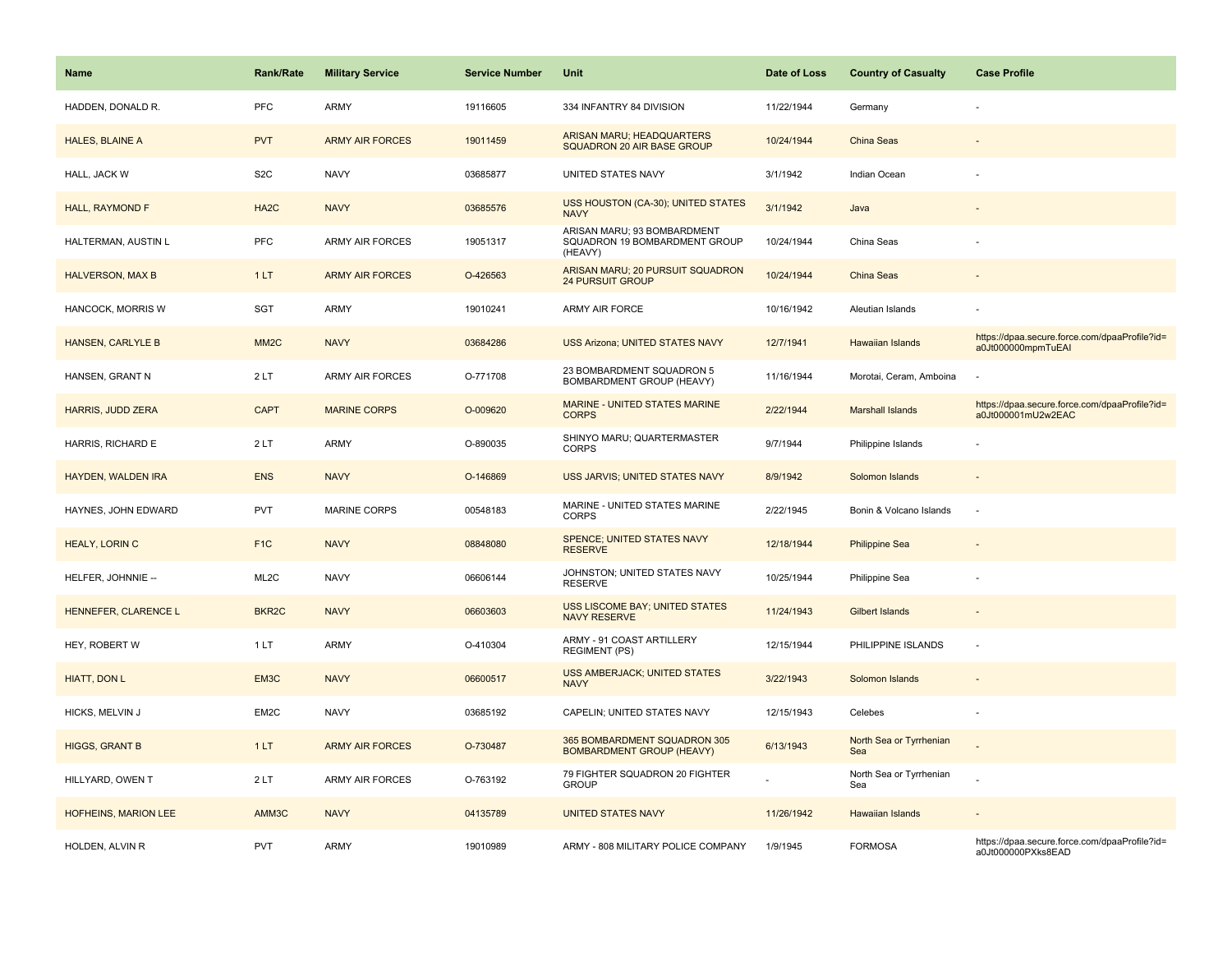| Name | Rank/Rate | Military Service | Service Number | Unit | Date of Loss | Country of Casualty | Case Profile |
|---|---|---|---|---|---|---|---|
| HADDEN, DONALD R. | PFC | ARMY | 19116605 | 334 INFANTRY 84 DIVISION | 11/22/1944 | Germany | - |
| HALES, BLAINE A | PVT | ARMY AIR FORCES | 19011459 | ARISAN MARU; HEADQUARTERS SQUADRON 20 AIR BASE GROUP | 10/24/1944 | China Seas | - |
| HALL, JACK W | S2C | NAVY | 03685877 | UNITED STATES NAVY | 3/1/1942 | Indian Ocean | - |
| HALL, RAYMOND F | HA2C | NAVY | 03685576 | USS HOUSTON (CA-30); UNITED STATES NAVY | 3/1/1942 | Java | - |
| HALTERMAN, AUSTIN L | PFC | ARMY AIR FORCES | 19051317 | ARISAN MARU; 93 BOMBARDMENT SQUADRON 19 BOMBARDMENT GROUP (HEAVY) | 10/24/1944 | China Seas | - |
| HALVERSON, MAX B | 1 LT | ARMY AIR FORCES | O-426563 | ARISAN MARU; 20 PURSUIT SQUADRON 24 PURSUIT GROUP | 10/24/1944 | China Seas | - |
| HANCOCK, MORRIS W | SGT | ARMY | 19010241 | ARMY AIR FORCE | 10/16/1942 | Aleutian Islands | - |
| HANSEN, CARLYLE B | MM2C | NAVY | 03684286 | USS Arizona; UNITED STATES NAVY | 12/7/1941 | Hawaiian Islands | https://dpaa.secure.force.com/dpaaProfile?id=a0Jt000000mpmTuEAI |
| HANSEN, GRANT N | 2 LT | ARMY AIR FORCES | O-771708 | 23 BOMBARDMENT SQUADRON 5 BOMBARDMENT GROUP (HEAVY) | 11/16/1944 | Morotai, Ceram, Amboina | - |
| HARRIS, JUDD ZERA | CAPT | MARINE CORPS | O-009620 | MARINE - UNITED STATES MARINE CORPS | 2/22/1944 | Marshall Islands | https://dpaa.secure.force.com/dpaaProfile?id=a0Jt000001mU2w2EAC |
| HARRIS, RICHARD E | 2 LT | ARMY | O-890035 | SHINYO MARU; QUARTERMASTER CORPS | 9/7/1944 | Philippine Islands | - |
| HAYDEN, WALDEN IRA | ENS | NAVY | O-146869 | USS JARVIS; UNITED STATES NAVY | 8/9/1942 | Solomon Islands | - |
| HAYNES, JOHN EDWARD | PVT | MARINE CORPS | 00548183 | MARINE - UNITED STATES MARINE CORPS | 2/22/1945 | Bonin & Volcano Islands | - |
| HEALY, LORIN C | F1C | NAVY | 08848080 | SPENCE; UNITED STATES NAVY RESERVE | 12/18/1944 | Philippine Sea | - |
| HELFER, JOHNNIE -- | ML2C | NAVY | 06606144 | JOHNSTON; UNITED STATES NAVY RESERVE | 10/25/1944 | Philippine Sea | - |
| HENNEFER, CLARENCE L | BKR2C | NAVY | 06603603 | USS LISCOME BAY; UNITED STATES NAVY RESERVE | 11/24/1943 | Gilbert Islands | - |
| HEY, ROBERT W | 1 LT | ARMY | O-410304 | ARMY - 91 COAST ARTILLERY REGIMENT (PS) | 12/15/1944 | PHILIPPINE ISLANDS | - |
| HIATT, DON L | EM3C | NAVY | 06600517 | USS AMBERJACK; UNITED STATES NAVY | 3/22/1943 | Solomon Islands | - |
| HICKS, MELVIN J | EM2C | NAVY | 03685192 | CAPELIN; UNITED STATES NAVY | 12/15/1943 | Celebes | - |
| HIGGS, GRANT B | 1 LT | ARMY AIR FORCES | O-730487 | 365 BOMBARDMENT SQUADRON 305 BOMBARDMENT GROUP (HEAVY) | 6/13/1943 | North Sea or Tyrrhenian Sea | - |
| HILLYARD, OWEN T | 2 LT | ARMY AIR FORCES | O-763192 | 79 FIGHTER SQUADRON 20 FIGHTER GROUP | - | North Sea or Tyrrhenian Sea | - |
| HOFHEINS, MARION LEE | AMM3C | NAVY | 04135789 | UNITED STATES NAVY | 11/26/1942 | Hawaiian Islands | - |
| HOLDEN, ALVIN R | PVT | ARMY | 19010989 | ARMY - 808 MILITARY POLICE COMPANY | 1/9/1945 | FORMOSA | https://dpaa.secure.force.com/dpaaProfile?id=a0Jt000000PXks8EAD |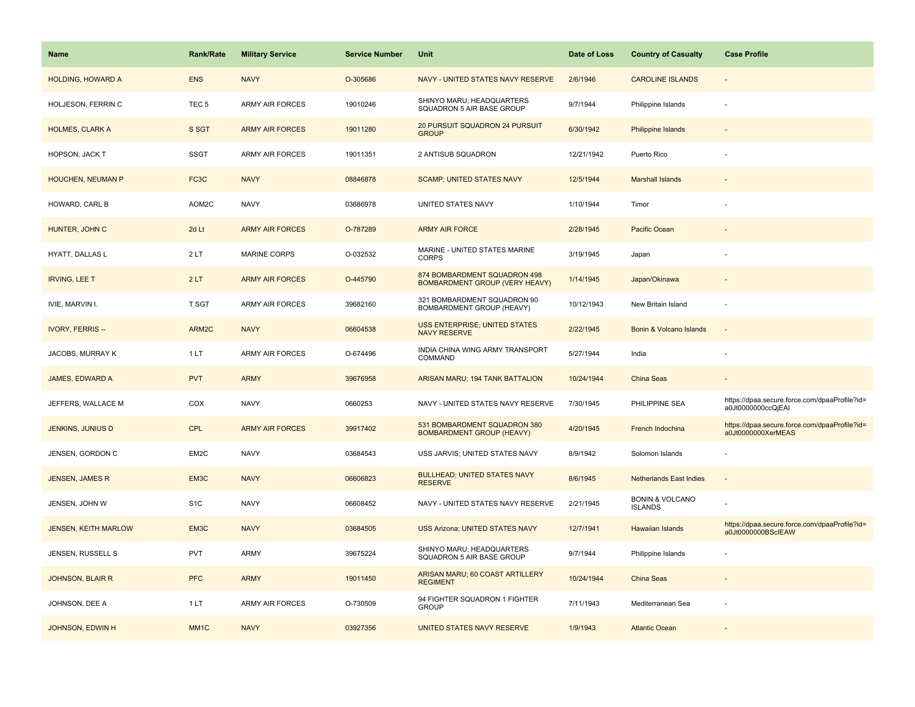| Name | Rank/Rate | Military Service | Service Number | Unit | Date of Loss | Country of Casualty | Case Profile |
|---|---|---|---|---|---|---|---|
| HOLDING, HOWARD A | ENS | NAVY | O-305686 | NAVY - UNITED STATES NAVY RESERVE | 2/6/1946 | CAROLINE ISLANDS | - |
| HOLJESON, FERRIN C | TEC 5 | ARMY AIR FORCES | 19010246 | SHINYO MARU; HEADQUARTERS SQUADRON 5 AIR BASE GROUP | 9/7/1944 | Philippine Islands | - |
| HOLMES, CLARK A | S SGT | ARMY AIR FORCES | 19011280 | 20 PURSUIT SQUADRON 24 PURSUIT GROUP | 6/30/1942 | Philippine Islands | - |
| HOPSON, JACK T | SSGT | ARMY AIR FORCES | 19011351 | 2 ANTISUB SQUADRON | 12/21/1942 | Puerto Rico | - |
| HOUCHEN, NEUMAN P | FC3C | NAVY | 08846878 | SCAMP; UNITED STATES NAVY | 12/5/1944 | Marshall Islands | - |
| HOWARD, CARL B | AOM2C | NAVY | 03686978 | UNITED STATES NAVY | 1/10/1944 | Timor | - |
| HUNTER, JOHN C | 2d Lt | ARMY AIR FORCES | O-787289 | ARMY AIR FORCE | 2/28/1945 | Pacific Ocean | - |
| HYATT, DALLAS L | 2 LT | MARINE CORPS | O-032532 | MARINE - UNITED STATES MARINE CORPS | 3/19/1945 | Japan | - |
| IRVING, LEE T | 2 LT | ARMY AIR FORCES | O-445790 | 874 BOMBARDMENT SQUADRON 498 BOMBARDMENT GROUP (VERY HEAVY) | 1/14/1945 | Japan/Okinawa | - |
| IVIE, MARVIN I. | T SGT | ARMY AIR FORCES | 39682160 | 321 BOMBARDMENT SQUADRON 90 BOMBARDMENT GROUP (HEAVY) | 10/12/1943 | New Britain Island | - |
| IVORY, FERRIS -- | ARM2C | NAVY | 06604538 | USS ENTERPRISE; UNITED STATES NAVY RESERVE | 2/22/1945 | Bonin & Volcano Islands | - |
| JACOBS, MURRAY K | 1 LT | ARMY AIR FORCES | O-674496 | INDIA CHINA WING ARMY TRANSPORT COMMAND | 5/27/1944 | India | - |
| JAMES, EDWARD A | PVT | ARMY | 39676958 | ARISAN MARU; 194 TANK BATTALION | 10/24/1944 | China Seas | - |
| JEFFERS, WALLACE M | COX | NAVY | 0660253 | NAVY - UNITED STATES NAVY RESERVE | 7/30/1945 | PHILIPPINE SEA | https://dpaa.secure.force.com/dpaaProfile?id=a0Jt0000000ccQjEAI |
| JENKINS, JUNIUS D | CPL | ARMY AIR FORCES | 39917402 | 531 BOMBARDMENT SQUADRON 380 BOMBARDMENT GROUP (HEAVY) | 4/20/1945 | French Indochina | https://dpaa.secure.force.com/dpaaProfile?id=a0Jt0000000XerMEAS |
| JENSEN, GORDON C | EM2C | NAVY | 03684543 | USS JARVIS; UNITED STATES NAVY | 8/9/1942 | Solomon Islands | - |
| JENSEN, JAMES R | EM3C | NAVY | 06606823 | BULLHEAD; UNITED STATES NAVY RESERVE | 8/6/1945 | Netherlands East Indies | - |
| JENSEN, JOHN W | S1C | NAVY | 06608452 | NAVY - UNITED STATES NAVY RESERVE | 2/21/1945 | BONIN & VOLCANO ISLANDS | - |
| JENSEN, KEITH MARLOW | EM3C | NAVY | 03684505 | USS Arizona; UNITED STATES NAVY | 12/7/1941 | Hawaiian Islands | https://dpaa.secure.force.com/dpaaProfile?id=a0Jt0000000BScIEAW |
| JENSEN, RUSSELL S | PVT | ARMY | 39675224 | SHINYO MARU; HEADQUARTERS SQUADRON 5 AIR BASE GROUP | 9/7/1944 | Philippine Islands | - |
| JOHNSON, BLAIR R | PFC | ARMY | 19011450 | ARISAN MARU; 60 COAST ARTILLERY REGIMENT | 10/24/1944 | China Seas | - |
| JOHNSON, DEE A | 1 LT | ARMY AIR FORCES | O-730509 | 94 FIGHTER SQUADRON 1 FIGHTER GROUP | 7/11/1943 | Mediterranean Sea | - |
| JOHNSON, EDWIN H | MM1C | NAVY | 03927356 | UNITED STATES NAVY RESERVE | 1/9/1943 | Atlantic Ocean | - |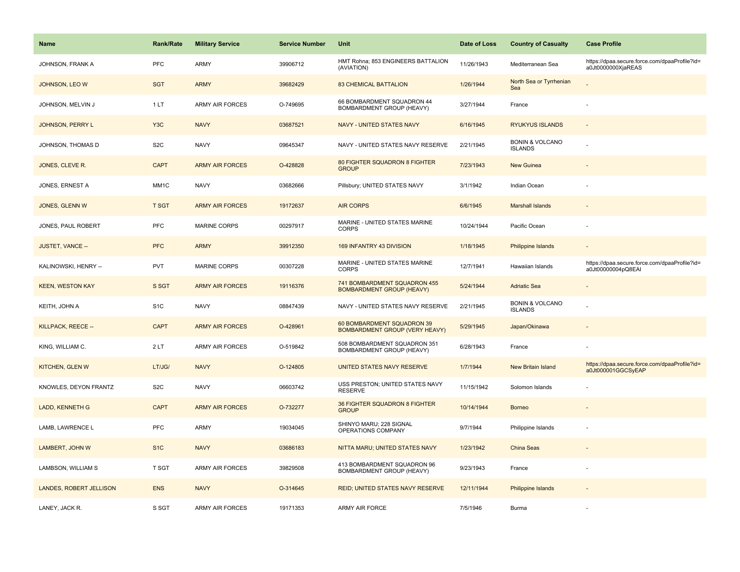| Name | Rank/Rate | Military Service | Service Number | Unit | Date of Loss | Country of Casualty | Case Profile |
|---|---|---|---|---|---|---|---|
| JOHNSON, FRANK A | PFC | ARMY | 39906712 | HMT Rohna; 853 ENGINEERS BATTALION (AVIATION) | 11/26/1943 | Mediterranean Sea | https://dpaa.secure.force.com/dpaaProfile?id=a0Jt0000000XjaREAS |
| JOHNSON, LEO W | SGT | ARMY | 39682429 | 83 CHEMICAL BATTALION | 1/26/1944 | North Sea or Tyrrhenian Sea | - |
| JOHNSON, MELVIN J | 1 LT | ARMY AIR FORCES | O-749695 | 66 BOMBARDMENT SQUADRON 44 BOMBARDMENT GROUP (HEAVY) | 3/27/1944 | France | - |
| JOHNSON, PERRY L | Y3C | NAVY | 03687521 | NAVY - UNITED STATES NAVY | 6/16/1945 | RYUKYUS ISLANDS | - |
| JOHNSON, THOMAS D | S2C | NAVY | 09645347 | NAVY - UNITED STATES NAVY RESERVE | 2/21/1945 | BONIN & VOLCANO ISLANDS | - |
| JONES, CLEVE R. | CAPT | ARMY AIR FORCES | O-428828 | 80 FIGHTER SQUADRON 8 FIGHTER GROUP | 7/23/1943 | New Guinea | - |
| JONES, ERNEST A | MM1C | NAVY | 03682666 | Pillsbury; UNITED STATES NAVY | 3/1/1942 | Indian Ocean | - |
| JONES, GLENN W | T SGT | ARMY AIR FORCES | 19172637 | AIR CORPS | 6/6/1945 | Marshall Islands | - |
| JONES, PAUL ROBERT | PFC | MARINE CORPS | 00297917 | MARINE - UNITED STATES MARINE CORPS | 10/24/1944 | Pacific Ocean | - |
| JUSTET, VANCE -- | PFC | ARMY | 39912350 | 169 INFANTRY 43 DIVISION | 1/18/1945 | Philippine Islands | - |
| KALINOWSKI, HENRY -- | PVT | MARINE CORPS | 00307228 | MARINE - UNITED STATES MARINE CORPS | 12/7/1941 | Hawaiian Islands | https://dpaa.secure.force.com/dpaaProfile?id=a0Jt00000004pQ8EAI |
| KEEN, WESTON KAY | S SGT | ARMY AIR FORCES | 19116376 | 741 BOMBARDMENT SQUADRON 455 BOMBARDMENT GROUP (HEAVY) | 5/24/1944 | Adriatic Sea | - |
| KEITH, JOHN A | S1C | NAVY | 08847439 | NAVY - UNITED STATES NAVY RESERVE | 2/21/1945 | BONIN & VOLCANO ISLANDS | - |
| KILLPACK, REECE -- | CAPT | ARMY AIR FORCES | O-428961 | 60 BOMBARDMENT SQUADRON 39 BOMBARDMENT GROUP (VERY HEAVY) | 5/29/1945 | Japan/Okinawa | - |
| KING, WILLIAM C. | 2 LT | ARMY AIR FORCES | O-519842 | 508 BOMBARDMENT SQUADRON 351 BOMBARDMENT GROUP (HEAVY) | 6/28/1943 | France | - |
| KITCHEN, GLEN W | LT/JG/ | NAVY | O-124805 | UNITED STATES NAVY RESERVE | 1/7/1944 | New Britain Island | https://dpaa.secure.force.com/dpaaProfile?id=a0Jt000001GGCSyEAP |
| KNOWLES, DEYON FRANTZ | S2C | NAVY | 06603742 | USS PRESTON; UNITED STATES NAVY RESERVE | 11/15/1942 | Solomon Islands | - |
| LADD, KENNETH G | CAPT | ARMY AIR FORCES | O-732277 | 36 FIGHTER SQUADRON 8 FIGHTER GROUP | 10/14/1944 | Borneo | - |
| LAMB, LAWRENCE L | PFC | ARMY | 19034045 | SHINYO MARU; 228 SIGNAL OPERATIONS COMPANY | 9/7/1944 | Philippine Islands | - |
| LAMBERT, JOHN W | S1C | NAVY | 03686183 | NITTA MARU; UNITED STATES NAVY | 1/23/1942 | China Seas | - |
| LAMBSON, WILLIAM S | T SGT | ARMY AIR FORCES | 39829508 | 413 BOMBARDMENT SQUADRON 96 BOMBARDMENT GROUP (HEAVY) | 9/23/1943 | France | - |
| LANDES, ROBERT JELLISON | ENS | NAVY | O-314645 | REID; UNITED STATES NAVY RESERVE | 12/11/1944 | Philippine Islands | - |
| LANEY, JACK R. | S SGT | ARMY AIR FORCES | 19171353 | ARMY AIR FORCE | 7/5/1946 | Burma | - |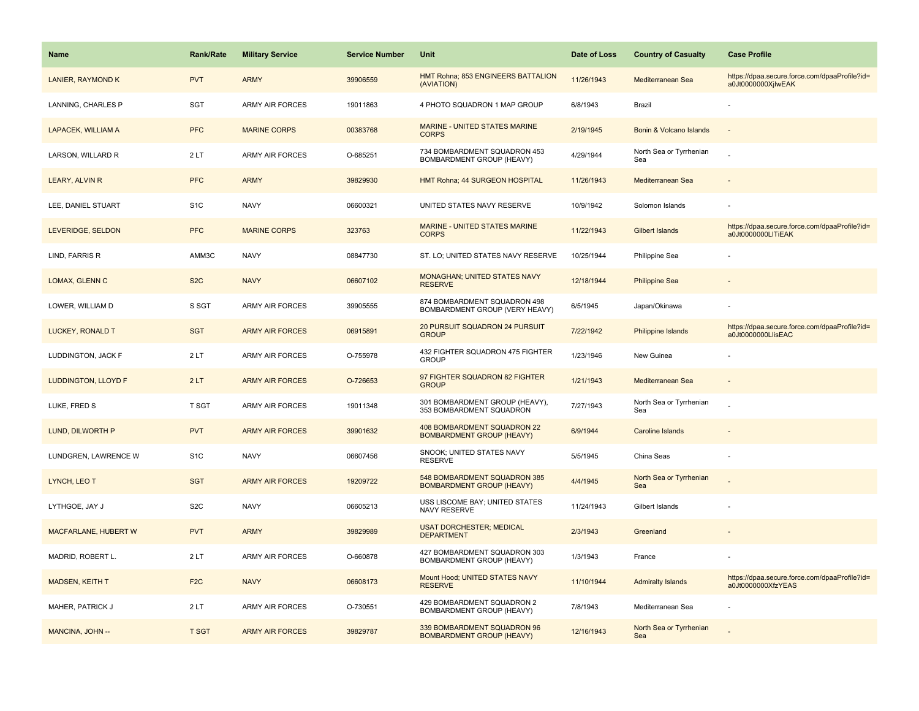| Name | Rank/Rate | Military Service | Service Number | Unit | Date of Loss | Country of Casualty | Case Profile |
| --- | --- | --- | --- | --- | --- | --- | --- |
| LANIER, RAYMOND K | PVT | ARMY | 39906559 | HMT Rohna; 853 ENGINEERS BATTALION (AVIATION) | 11/26/1943 | Mediterranean Sea | https://dpaa.secure.force.com/dpaaProfile?id=a0Jt0000000XjlwEAK |
| LANNING, CHARLES P | SGT | ARMY AIR FORCES | 19011863 | 4 PHOTO SQUADRON 1 MAP GROUP | 6/8/1943 | Brazil | - |
| LAPACEK, WILLIAM A | PFC | MARINE CORPS | 00383768 | MARINE - UNITED STATES MARINE CORPS | 2/19/1945 | Bonin & Volcano Islands | - |
| LARSON, WILLARD R | 2 LT | ARMY AIR FORCES | O-685251 | 734 BOMBARDMENT SQUADRON 453 BOMBARDMENT GROUP (HEAVY) | 4/29/1944 | North Sea or Tyrrhenian Sea | - |
| LEARY, ALVIN R | PFC | ARMY | 39829930 | HMT Rohna; 44 SURGEON HOSPITAL | 11/26/1943 | Mediterranean Sea | - |
| LEE, DANIEL STUART | S1C | NAVY | 06600321 | UNITED STATES NAVY RESERVE | 10/9/1942 | Solomon Islands | - |
| LEVERIDGE, SELDON | PFC | MARINE CORPS | 323763 | MARINE - UNITED STATES MARINE CORPS | 11/22/1943 | Gilbert Islands | https://dpaa.secure.force.com/dpaaProfile?id=a0Jt0000000LlTiEAK |
| LIND, FARRIS R | AMM3C | NAVY | 08847730 | ST. LO; UNITED STATES NAVY RESERVE | 10/25/1944 | Philippine Sea | - |
| LOMAX, GLENN C | S2C | NAVY | 06607102 | MONAGHAN; UNITED STATES NAVY RESERVE | 12/18/1944 | Philippine Sea | - |
| LOWER, WILLIAM D | S SGT | ARMY AIR FORCES | 39905555 | 874 BOMBARDMENT SQUADRON 498 BOMBARDMENT GROUP (VERY HEAVY) | 6/5/1945 | Japan/Okinawa | - |
| LUCKEY, RONALD T | SGT | ARMY AIR FORCES | 06915891 | 20 PURSUIT SQUADRON 24 PURSUIT GROUP | 7/22/1942 | Philippine Islands | https://dpaa.secure.force.com/dpaaProfile?id=a0Jt0000000LlisEAC |
| LUDDINGTON, JACK F | 2 LT | ARMY AIR FORCES | O-755978 | 432 FIGHTER SQUADRON 475 FIGHTER GROUP | 1/23/1946 | New Guinea | - |
| LUDDINGTON, LLOYD F | 2 LT | ARMY AIR FORCES | O-726653 | 97 FIGHTER SQUADRON 82 FIGHTER GROUP | 1/21/1943 | Mediterranean Sea | - |
| LUKE, FRED S | T SGT | ARMY AIR FORCES | 19011348 | 301 BOMBARDMENT GROUP (HEAVY), 353 BOMBARDMENT SQUADRON | 7/27/1943 | North Sea or Tyrrhenian Sea | - |
| LUND, DILWORTH P | PVT | ARMY AIR FORCES | 39901632 | 408 BOMBARDMENT SQUADRON 22 BOMBARDMENT GROUP (HEAVY) | 6/9/1944 | Caroline Islands | - |
| LUNDGREN, LAWRENCE W | S1C | NAVY | 06607456 | SNOOK; UNITED STATES NAVY RESERVE | 5/5/1945 | China Seas | - |
| LYNCH, LEO T | SGT | ARMY AIR FORCES | 19209722 | 548 BOMBARDMENT SQUADRON 385 BOMBARDMENT GROUP (HEAVY) | 4/4/1945 | North Sea or Tyrrhenian Sea | - |
| LYTHGOE, JAY J | S2C | NAVY | 06605213 | USS LISCOME BAY; UNITED STATES NAVY RESERVE | 11/24/1943 | Gilbert Islands | - |
| MACFARLANE, HUBERT W | PVT | ARMY | 39829989 | USAT DORCHESTER; MEDICAL DEPARTMENT | 2/3/1943 | Greenland | - |
| MADRID, ROBERT L. | 2 LT | ARMY AIR FORCES | O-660878 | 427 BOMBARDMENT SQUADRON 303 BOMBARDMENT GROUP (HEAVY) | 1/3/1943 | France | - |
| MADSEN, KEITH T | F2C | NAVY | 06608173 | Mount Hood; UNITED STATES NAVY RESERVE | 11/10/1944 | Admiralty Islands | https://dpaa.secure.force.com/dpaaProfile?id=a0Jt0000000XfzYEAS |
| MAHER, PATRICK J | 2 LT | ARMY AIR FORCES | O-730551 | 429 BOMBARDMENT SQUADRON 2 BOMBARDMENT GROUP (HEAVY) | 7/8/1943 | Mediterranean Sea | - |
| MANCINA, JOHN -- | T SGT | ARMY AIR FORCES | 39829787 | 339 BOMBARDMENT SQUADRON 96 BOMBARDMENT GROUP (HEAVY) | 12/16/1943 | North Sea or Tyrrhenian Sea | - |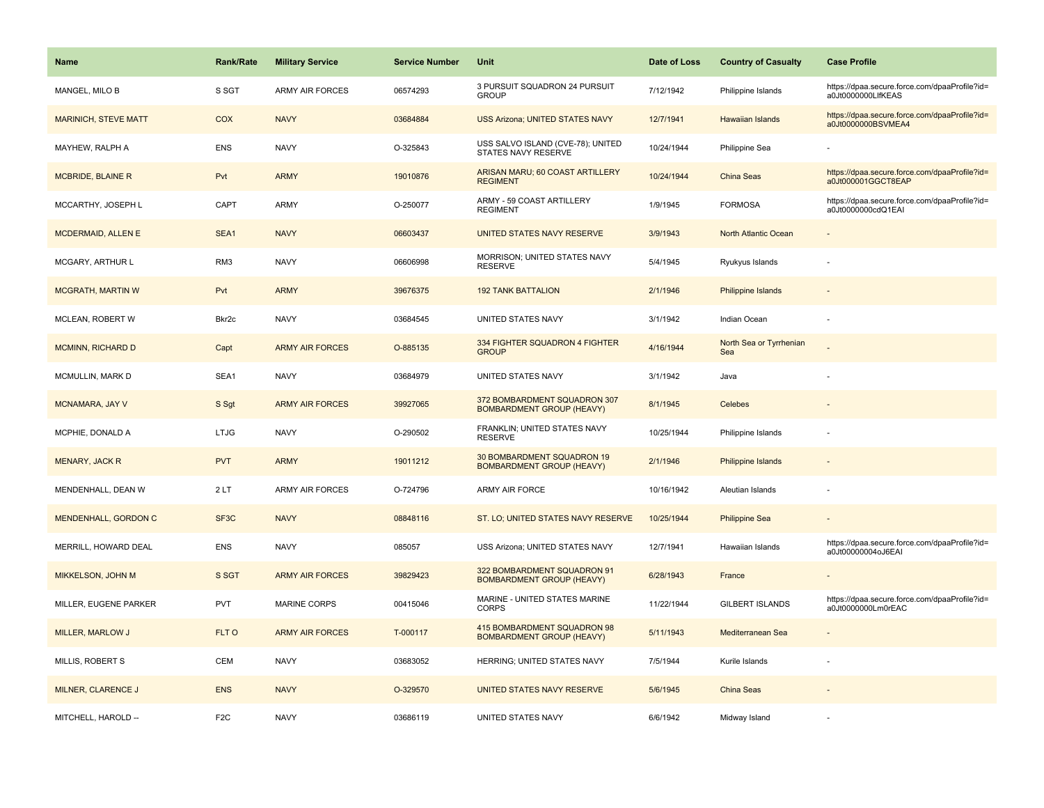| Name | Rank/Rate | Military Service | Service Number | Unit | Date of Loss | Country of Casualty | Case Profile |
| --- | --- | --- | --- | --- | --- | --- | --- |
| MANGEL, MILO B | S SGT | ARMY AIR FORCES | 06574293 | 3 PURSUIT SQUADRON 24 PURSUIT GROUP | 7/12/1942 | Philippine Islands | https://dpaa.secure.force.com/dpaaProfile?id=a0Jt0000000LlfKEAS |
| MARINICH, STEVE MATT | COX | NAVY | 03684884 | USS Arizona; UNITED STATES NAVY | 12/7/1941 | Hawaiian Islands | https://dpaa.secure.force.com/dpaaProfile?id=a0Jt0000000BSVMEA4 |
| MAYHEW, RALPH A | ENS | NAVY | O-325843 | USS SALVO ISLAND (CVE-78); UNITED STATES NAVY RESERVE | 10/24/1944 | Philippine Sea | - |
| MCBRIDE, BLAINE R | Pvt | ARMY | 19010876 | ARISAN MARU; 60 COAST ARTILLERY REGIMENT | 10/24/1944 | China Seas | https://dpaa.secure.force.com/dpaaProfile?id=a0Jt000001GGCT8EAP |
| MCCARTHY, JOSEPH L | CAPT | ARMY | O-250077 | ARMY - 59 COAST ARTILLERY REGIMENT | 1/9/1945 | FORMOSA | https://dpaa.secure.force.com/dpaaProfile?id=a0Jt0000000cdQ1EAI |
| MCDERMAID, ALLEN E | SEA1 | NAVY | 06603437 | UNITED STATES NAVY RESERVE | 3/9/1943 | North Atlantic Ocean | - |
| MCGARY, ARTHUR L | RM3 | NAVY | 06606998 | MORRISON; UNITED STATES NAVY RESERVE | 5/4/1945 | Ryukyus Islands | - |
| MCGRATH, MARTIN W | Pvt | ARMY | 39676375 | 192 TANK BATTALION | 2/1/1946 | Philippine Islands | - |
| MCLEAN, ROBERT W | Bkr2c | NAVY | 03684545 | UNITED STATES NAVY | 3/1/1942 | Indian Ocean | - |
| MCMINN, RICHARD D | Capt | ARMY AIR FORCES | O-885135 | 334 FIGHTER SQUADRON 4 FIGHTER GROUP | 4/16/1944 | North Sea or Tyrrhenian Sea | - |
| MCMULLIN, MARK D | SEA1 | NAVY | 03684979 | UNITED STATES NAVY | 3/1/1942 | Java | - |
| MCNAMARA, JAY V | S Sgt | ARMY AIR FORCES | 39927065 | 372 BOMBARDMENT SQUADRON 307 BOMBARDMENT GROUP (HEAVY) | 8/1/1945 | Celebes | - |
| MCPHIE, DONALD A | LTJG | NAVY | O-290502 | FRANKLIN; UNITED STATES NAVY RESERVE | 10/25/1944 | Philippine Islands | - |
| MENARY, JACK R | PVT | ARMY | 19011212 | 30 BOMBARDMENT SQUADRON 19 BOMBARDMENT GROUP (HEAVY) | 2/1/1946 | Philippine Islands | - |
| MENDENHALL, DEAN W | 2 LT | ARMY AIR FORCES | O-724796 | ARMY AIR FORCE | 10/16/1942 | Aleutian Islands | - |
| MENDENHALL, GORDON C | SF3C | NAVY | 08848116 | ST. LO; UNITED STATES NAVY RESERVE | 10/25/1944 | Philippine Sea | - |
| MERRILL, HOWARD DEAL | ENS | NAVY | 085057 | USS Arizona; UNITED STATES NAVY | 12/7/1941 | Hawaiian Islands | https://dpaa.secure.force.com/dpaaProfile?id=a0Jt00000004oJ6EAI |
| MIKKELSON, JOHN M | S SGT | ARMY AIR FORCES | 39829423 | 322 BOMBARDMENT SQUADRON 91 BOMBARDMENT GROUP (HEAVY) | 6/28/1943 | France | - |
| MILLER, EUGENE PARKER | PVT | MARINE CORPS | 00415046 | MARINE - UNITED STATES MARINE CORPS | 11/22/1944 | GILBERT ISLANDS | https://dpaa.secure.force.com/dpaaProfile?id=a0Jt0000000Lm0rEAC |
| MILLER, MARLOW J | FLT O | ARMY AIR FORCES | T-000117 | 415 BOMBARDMENT SQUADRON 98 BOMBARDMENT GROUP (HEAVY) | 5/11/1943 | Mediterranean Sea | - |
| MILLIS, ROBERT S | CEM | NAVY | 03683052 | HERRING; UNITED STATES NAVY | 7/5/1944 | Kurile Islands | - |
| MILNER, CLARENCE J | ENS | NAVY | O-329570 | UNITED STATES NAVY RESERVE | 5/6/1945 | China Seas | - |
| MITCHELL, HAROLD -- | F2C | NAVY | 03686119 | UNITED STATES NAVY | 6/6/1942 | Midway Island | - |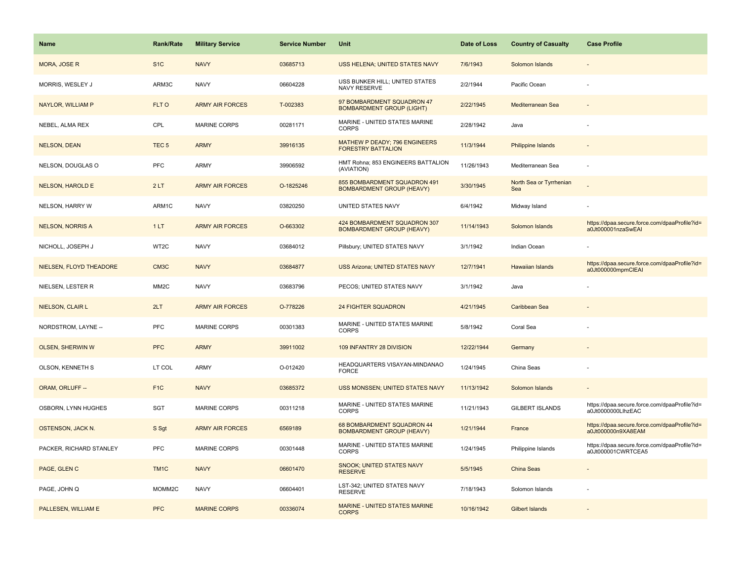| Name | Rank/Rate | Military Service | Service Number | Unit | Date of Loss | Country of Casualty | Case Profile |
|---|---|---|---|---|---|---|---|
| MORA, JOSE R | S1C | NAVY | 03685713 | USS HELENA; UNITED STATES NAVY | 7/6/1943 | Solomon Islands | - |
| MORRIS, WESLEY J | ARM3C | NAVY | 06604228 | USS BUNKER HILL; UNITED STATES NAVY RESERVE | 2/2/1944 | Pacific Ocean | - |
| NAYLOR, WILLIAM P | FLT O | ARMY AIR FORCES | T-002383 | 97 BOMBARDMENT SQUADRON 47 BOMBARDMENT GROUP (LIGHT) | 2/22/1945 | Mediterranean Sea | - |
| NEBEL, ALMA REX | CPL | MARINE CORPS | 00281171 | MARINE - UNITED STATES MARINE CORPS | 2/28/1942 | Java | - |
| NELSON, DEAN | TEC 5 | ARMY | 39916135 | MATHEW P DEADY; 796 ENGINEERS FORESTRY BATTALION | 11/3/1944 | Philippine Islands | - |
| NELSON, DOUGLAS O | PFC | ARMY | 39906592 | HMT Rohna; 853 ENGINEERS BATTALION (AVIATION) | 11/26/1943 | Mediterranean Sea | - |
| NELSON, HAROLD E | 2 LT | ARMY AIR FORCES | O-1825246 | 855 BOMBARDMENT SQUADRON 491 BOMBARDMENT GROUP (HEAVY) | 3/30/1945 | North Sea or Tyrrhenian Sea | - |
| NELSON, HARRY W | ARM1C | NAVY | 03820250 | UNITED STATES NAVY | 6/4/1942 | Midway Island | - |
| NELSON, NORRIS A | 1 LT | ARMY AIR FORCES | O-663302 | 424 BOMBARDMENT SQUADRON 307 BOMBARDMENT GROUP (HEAVY) | 11/14/1943 | Solomon Islands | https://dpaa.secure.force.com/dpaaProfile?id=a0Jt000001nzaSwEAI |
| NICHOLL, JOSEPH J | WT2C | NAVY | 03684012 | Pillsbury; UNITED STATES NAVY | 3/1/1942 | Indian Ocean | - |
| NIELSEN, FLOYD THEADORE | CM3C | NAVY | 03684877 | USS Arizona; UNITED STATES NAVY | 12/7/1941 | Hawaiian Islands | https://dpaa.secure.force.com/dpaaProfile?id=a0Jt000000mpmClEAI |
| NIELSEN, LESTER R | MM2C | NAVY | 03683796 | PECOS; UNITED STATES NAVY | 3/1/1942 | Java | - |
| NIELSON, CLAIR L | 2LT | ARMY AIR FORCES | O-778226 | 24 FIGHTER SQUADRON | 4/21/1945 | Caribbean Sea | - |
| NORDSTROM, LAYNE -- | PFC | MARINE CORPS | 00301383 | MARINE - UNITED STATES MARINE CORPS | 5/8/1942 | Coral Sea | - |
| OLSEN, SHERWIN W | PFC | ARMY | 39911002 | 109 INFANTRY 28 DIVISION | 12/22/1944 | Germany | - |
| OLSON, KENNETH S | LT COL | ARMY | O-012420 | HEADQUARTERS VISAYAN-MINDANAO FORCE | 1/24/1945 | China Seas | - |
| ORAM, ORLUFF -- | F1C | NAVY | 03685372 | USS MONSSEN; UNITED STATES NAVY | 11/13/1942 | Solomon Islands | - |
| OSBORN, LYNN HUGHES | SGT | MARINE CORPS | 00311218 | MARINE - UNITED STATES MARINE CORPS | 11/21/1943 | GILBERT ISLANDS | https://dpaa.secure.force.com/dpaaProfile?id=a0Jt0000000LlhzEAC |
| OSTENSON, JACK N. | S Sgt | ARMY AIR FORCES | 6569189 | 68 BOMBARDMENT SQUADRON 44 BOMBARDMENT GROUP (HEAVY) | 1/21/1944 | France | https://dpaa.secure.force.com/dpaaProfile?id=a0Jt000000n9XA8EAM |
| PACKER, RICHARD STANLEY | PFC | MARINE CORPS | 00301448 | MARINE - UNITED STATES MARINE CORPS | 1/24/1945 | Philippine Islands | https://dpaa.secure.force.com/dpaaProfile?id=a0Jt000001CWRTCEA5 |
| PAGE, GLEN C | TM1C | NAVY | 06601470 | SNOOK; UNITED STATES NAVY RESERVE | 5/5/1945 | China Seas | - |
| PAGE, JOHN Q | MOMM2C | NAVY | 06604401 | LST-342; UNITED STATES NAVY RESERVE | 7/18/1943 | Solomon Islands | - |
| PALLESEN, WILLIAM E | PFC | MARINE CORPS | 00336074 | MARINE - UNITED STATES MARINE CORPS | 10/16/1942 | Gilbert Islands | - |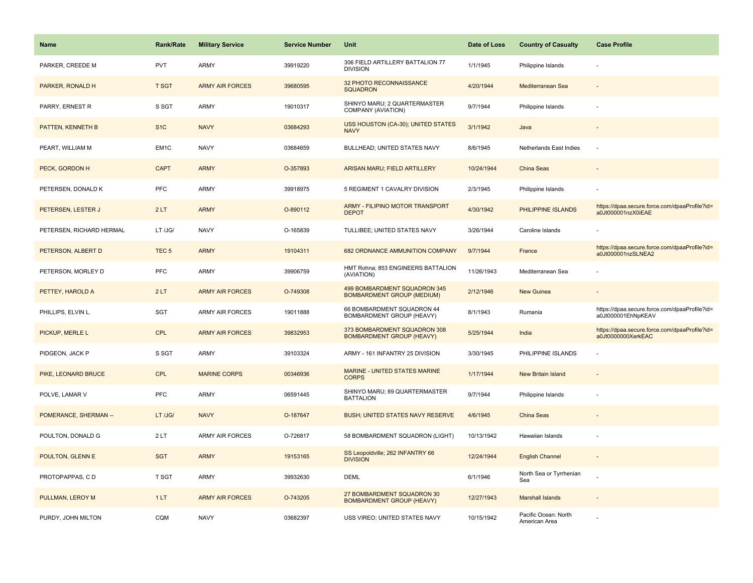| Name | Rank/Rate | Military Service | Service Number | Unit | Date of Loss | Country of Casualty | Case Profile |
|---|---|---|---|---|---|---|---|
| PARKER, CREEDE M | PVT | ARMY | 39919220 | 306 FIELD ARTILLERY BATTALION 77 DIVISION | 1/1/1945 | Philippine Islands | - |
| PARKER, RONALD H | T SGT | ARMY AIR FORCES | 39680595 | 32 PHOTO RECONNAISSANCE SQUADRON | 4/20/1944 | Mediterranean Sea | - |
| PARRY, ERNEST R | S SGT | ARMY | 19010317 | SHINYO MARU; 2 QUARTERMASTER COMPANY (AVIATION) | 9/7/1944 | Philippine Islands | - |
| PATTEN, KENNETH B | S1C | NAVY | 03684293 | USS HOUSTON (CA-30); UNITED STATES NAVY | 3/1/1942 | Java | - |
| PEART, WILLIAM M | EM1C | NAVY | 03684659 | BULLHEAD; UNITED STATES NAVY | 8/6/1945 | Netherlands East Indies | - |
| PECK, GORDON H | CAPT | ARMY | O-357893 | ARISAN MARU; FIELD ARTILLERY | 10/24/1944 | China Seas | - |
| PETERSEN, DONALD K | PFC | ARMY | 39918975 | 5 REGIMENT 1 CAVALRY DIVISION | 2/3/1945 | Philippine Islands | - |
| PETERSEN, LESTER J | 2 LT | ARMY | O-890112 | ARMY - FILIPINO MOTOR TRANSPORT DEPOT | 4/30/1942 | PHILIPPINE ISLANDS | https://dpaa.secure.force.com/dpaaProfile?id=a0Jt000001nzX0iEAE |
| PETERSEN, RICHARD HERMAL | LT /JG/ | NAVY | O-165839 | TULLIBEE; UNITED STATES NAVY | 3/26/1944 | Caroline Islands | - |
| PETERSON, ALBERT D | TEC 5 | ARMY | 19104311 | 682 ORDNANCE AMMUNITION COMPANY | 9/7/1944 | France | https://dpaa.secure.force.com/dpaaProfile?id=a0Jt000001nzSLNEA2 |
| PETERSON, MORLEY D | PFC | ARMY | 39906759 | HMT Rohna; 853 ENGINEERS BATTALION (AVIATION) | 11/26/1943 | Mediterranean Sea | - |
| PETTEY, HAROLD A | 2 LT | ARMY AIR FORCES | O-749308 | 499 BOMBARDMENT SQUADRON 345 BOMBARDMENT GROUP (MEDIUM) | 2/12/1946 | New Guinea | - |
| PHILLIPS, ELVIN L. | SGT | ARMY AIR FORCES | 19011888 | 66 BOMBARDMENT SQUADRON 44 BOMBARDMENT GROUP (HEAVY) | 8/1/1943 | Rumania | https://dpaa.secure.force.com/dpaaProfile?id=a0Jt000001EhNpKEAV |
| PICKUP, MERLE L | CPL | ARMY AIR FORCES | 39832953 | 373 BOMBARDMENT SQUADRON 308 BOMBARDMENT GROUP (HEAVY) | 5/25/1944 | India | https://dpaa.secure.force.com/dpaaProfile?id=a0Jt0000000XerkEAC |
| PIDGEON, JACK P | S SGT | ARMY | 39103324 | ARMY - 161 INFANTRY 25 DIVISION | 3/30/1945 | PHILIPPINE ISLANDS | - |
| PIKE, LEONARD BRUCE | CPL | MARINE CORPS | 00346936 | MARINE - UNITED STATES MARINE CORPS | 1/17/1944 | New Britain Island | - |
| POLVE, LAMAR V | PFC | ARMY | 06591445 | SHINYO MARU; 89 QUARTERMASTER BATTALION | 9/7/1944 | Philippine Islands | - |
| POMERANCE, SHERMAN -- | LT /JG/ | NAVY | O-187647 | BUSH; UNITED STATES NAVY RESERVE | 4/6/1945 | China Seas | - |
| POULTON, DONALD G | 2 LT | ARMY AIR FORCES | O-726817 | 58 BOMBARDMENT SQUADRON (LIGHT) | 10/13/1942 | Hawaiian Islands | - |
| POULTON, GLENN E | SGT | ARMY | 19153165 | SS Leopoldville; 262 INFANTRY 66 DIVISION | 12/24/1944 | English Channel | - |
| PROTOPAPPAS, C D | T SGT | ARMY | 39932630 | DEML | 6/1/1946 | North Sea or Tyrrhenian Sea | - |
| PULLMAN, LEROY M | 1 LT | ARMY AIR FORCES | O-743205 | 27 BOMBARDMENT SQUADRON 30 BOMBARDMENT GROUP (HEAVY) | 12/27/1943 | Marshall Islands | - |
| PURDY, JOHN MILTON | CQM | NAVY | 03682397 | USS VIREO; UNITED STATES NAVY | 10/15/1942 | Pacific Ocean: North American Area | - |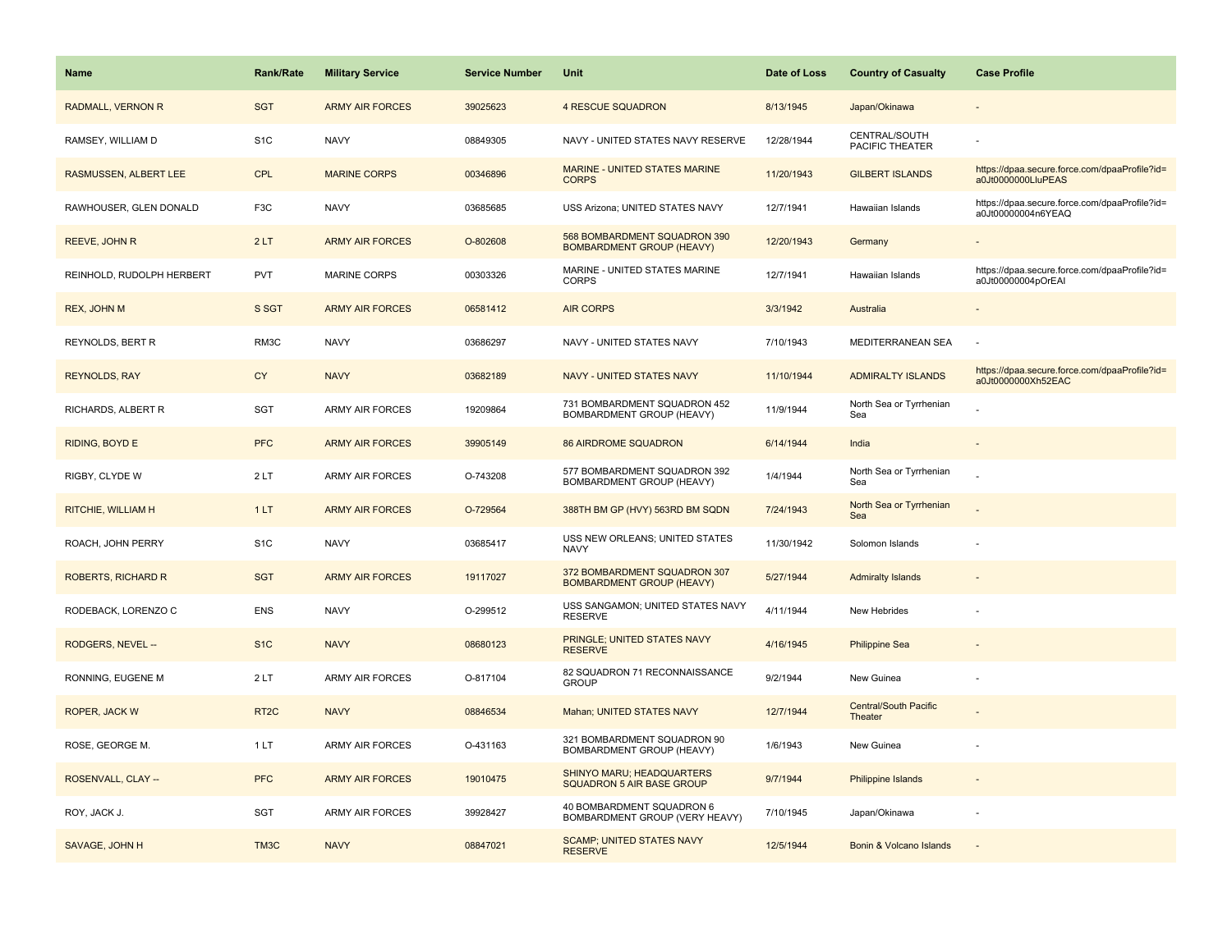| Name | Rank/Rate | Military Service | Service Number | Unit | Date of Loss | Country of Casualty | Case Profile |
|---|---|---|---|---|---|---|---|
| RADMALL, VERNON R | SGT | ARMY AIR FORCES | 39025623 | 4 RESCUE SQUADRON | 8/13/1945 | Japan/Okinawa | - |
| RAMSEY, WILLIAM D | S1C | NAVY | 08849305 | NAVY - UNITED STATES NAVY RESERVE | 12/28/1944 | CENTRAL/SOUTH PACIFIC THEATER | - |
| RASMUSSEN, ALBERT LEE | CPL | MARINE CORPS | 00346896 | MARINE - UNITED STATES MARINE CORPS | 11/20/1943 | GILBERT ISLANDS | https://dpaa.secure.force.com/dpaaProfile?id=a0Jt0000000LluPEAS |
| RAWHOUSER, GLEN DONALD | F3C | NAVY | 03685685 | USS Arizona; UNITED STATES NAVY | 12/7/1941 | Hawaiian Islands | https://dpaa.secure.force.com/dpaaProfile?id=a0Jt00000004n6YEAQ |
| REEVE, JOHN R | 2 LT | ARMY AIR FORCES | O-802608 | 568 BOMBARDMENT SQUADRON 390 BOMBARDMENT GROUP (HEAVY) | 12/20/1943 | Germany | - |
| REINHOLD, RUDOLPH HERBERT | PVT | MARINE CORPS | 00303326 | MARINE - UNITED STATES MARINE CORPS | 12/7/1941 | Hawaiian Islands | https://dpaa.secure.force.com/dpaaProfile?id=a0Jt00000004pOrEAI |
| REX, JOHN M | S SGT | ARMY AIR FORCES | 06581412 | AIR CORPS | 3/3/1942 | Australia | - |
| REYNOLDS, BERT R | RM3C | NAVY | 03686297 | NAVY - UNITED STATES NAVY | 7/10/1943 | MEDITERRANEAN SEA | - |
| REYNOLDS, RAY | CY | NAVY | 03682189 | NAVY - UNITED STATES NAVY | 11/10/1944 | ADMIRALTY ISLANDS | https://dpaa.secure.force.com/dpaaProfile?id=a0Jt0000000Xh52EAC |
| RICHARDS, ALBERT R | SGT | ARMY AIR FORCES | 19209864 | 731 BOMBARDMENT SQUADRON 452 BOMBARDMENT GROUP (HEAVY) | 11/9/1944 | North Sea or Tyrrhenian Sea | - |
| RIDING, BOYD E | PFC | ARMY AIR FORCES | 39905149 | 86 AIRDROME SQUADRON | 6/14/1944 | India | - |
| RIGBY, CLYDE W | 2 LT | ARMY AIR FORCES | O-743208 | 577 BOMBARDMENT SQUADRON 392 BOMBARDMENT GROUP (HEAVY) | 1/4/1944 | North Sea or Tyrrhenian Sea | - |
| RITCHIE, WILLIAM H | 1 LT | ARMY AIR FORCES | O-729564 | 388TH BM GP (HVY) 563RD BM SQDN | 7/24/1943 | North Sea or Tyrrhenian Sea | - |
| ROACH, JOHN PERRY | S1C | NAVY | 03685417 | USS NEW ORLEANS; UNITED STATES NAVY | 11/30/1942 | Solomon Islands | - |
| ROBERTS, RICHARD R | SGT | ARMY AIR FORCES | 19117027 | 372 BOMBARDMENT SQUADRON 307 BOMBARDMENT GROUP (HEAVY) | 5/27/1944 | Admiralty Islands | - |
| RODEBACK, LORENZO C | ENS | NAVY | O-299512 | USS SANGAMON; UNITED STATES NAVY RESERVE | 4/11/1944 | New Hebrides | - |
| RODGERS, NEVEL -- | S1C | NAVY | 08680123 | PRINGLE; UNITED STATES NAVY RESERVE | 4/16/1945 | Philippine Sea | - |
| RONNING, EUGENE M | 2 LT | ARMY AIR FORCES | O-817104 | 82 SQUADRON 71 RECONNAISSANCE GROUP | 9/2/1944 | New Guinea | - |
| ROPER, JACK W | RT2C | NAVY | 08846534 | Mahan; UNITED STATES NAVY | 12/7/1944 | Central/South Pacific Theater | - |
| ROSE, GEORGE M. | 1 LT | ARMY AIR FORCES | O-431163 | 321 BOMBARDMENT SQUADRON 90 BOMBARDMENT GROUP (HEAVY) | 1/6/1943 | New Guinea | - |
| ROSENVALL, CLAY -- | PFC | ARMY AIR FORCES | 19010475 | SHINYO MARU; HEADQUARTERS SQUADRON 5 AIR BASE GROUP | 9/7/1944 | Philippine Islands | - |
| ROY, JACK J. | SGT | ARMY AIR FORCES | 39928427 | 40 BOMBARDMENT SQUADRON 6 BOMBARDMENT GROUP (VERY HEAVY) | 7/10/1945 | Japan/Okinawa | - |
| SAVAGE, JOHN H | TM3C | NAVY | 08847021 | SCAMP; UNITED STATES NAVY RESERVE | 12/5/1944 | Bonin & Volcano Islands | - |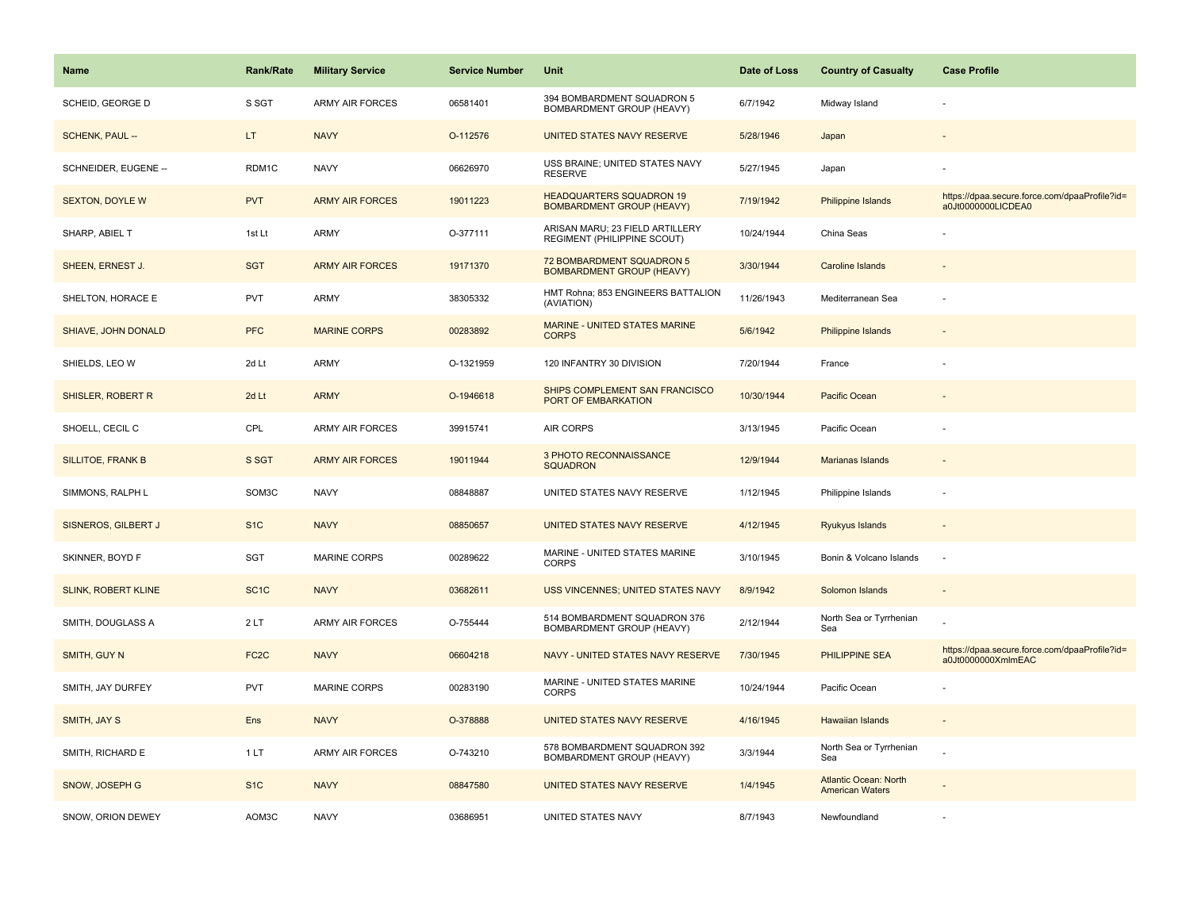| Name | Rank/Rate | Military Service | Service Number | Unit | Date of Loss | Country of Casualty | Case Profile |
|---|---|---|---|---|---|---|---|
| SCHEID, GEORGE D | S SGT | ARMY AIR FORCES | 06581401 | 394 BOMBARDMENT SQUADRON 5 BOMBARDMENT GROUP (HEAVY) | 6/7/1942 | Midway Island | - |
| SCHENK, PAUL -- | LT | NAVY | O-112576 | UNITED STATES NAVY RESERVE | 5/28/1946 | Japan | - |
| SCHNEIDER, EUGENE -- | RDM1C | NAVY | 06626970 | USS BRAINE; UNITED STATES NAVY RESERVE | 5/27/1945 | Japan | - |
| SEXTON, DOYLE W | PVT | ARMY AIR FORCES | 19011223 | HEADQUARTERS SQUADRON 19 BOMBARDMENT GROUP (HEAVY) | 7/19/1942 | Philippine Islands | https://dpaa.secure.force.com/dpaaProfile?id=a0Jt0000000LlCDEA0 |
| SHARP, ABIEL T | 1st Lt | ARMY | O-377111 | ARISAN MARU; 23 FIELD ARTILLERY REGIMENT (PHILIPPINE SCOUT) | 10/24/1944 | China Seas | - |
| SHEEN, ERNEST J. | SGT | ARMY AIR FORCES | 19171370 | 72 BOMBARDMENT SQUADRON 5 BOMBARDMENT GROUP (HEAVY) | 3/30/1944 | Caroline Islands | - |
| SHELTON, HORACE E | PVT | ARMY | 38305332 | HMT Rohna; 853 ENGINEERS BATTALION (AVIATION) | 11/26/1943 | Mediterranean Sea | - |
| SHIAVE, JOHN DONALD | PFC | MARINE CORPS | 00283892 | MARINE - UNITED STATES MARINE CORPS | 5/6/1942 | Philippine Islands | - |
| SHIELDS, LEO W | 2d Lt | ARMY | O-1321959 | 120 INFANTRY 30 DIVISION | 7/20/1944 | France | - |
| SHISLER, ROBERT R | 2d Lt | ARMY | O-1946618 | SHIPS COMPLEMENT SAN FRANCISCO PORT OF EMBARKATION | 10/30/1944 | Pacific Ocean | - |
| SHOELL, CECIL C | CPL | ARMY AIR FORCES | 39915741 | AIR CORPS | 3/13/1945 | Pacific Ocean | - |
| SILLITOE, FRANK B | S SGT | ARMY AIR FORCES | 19011944 | 3 PHOTO RECONNAISSANCE SQUADRON | 12/9/1944 | Marianas Islands | - |
| SIMMONS, RALPH L | SOM3C | NAVY | 08848887 | UNITED STATES NAVY RESERVE | 1/12/1945 | Philippine Islands | - |
| SISNEROS, GILBERT J | S1C | NAVY | 08850657 | UNITED STATES NAVY RESERVE | 4/12/1945 | Ryukyus Islands | - |
| SKINNER, BOYD F | SGT | MARINE CORPS | 00289622 | MARINE - UNITED STATES MARINE CORPS | 3/10/1945 | Bonin & Volcano Islands | - |
| SLINK, ROBERT KLINE | SC1C | NAVY | 03682611 | USS VINCENNES; UNITED STATES NAVY | 8/9/1942 | Solomon Islands | - |
| SMITH, DOUGLASS A | 2 LT | ARMY AIR FORCES | O-755444 | 514 BOMBARDMENT SQUADRON 376 BOMBARDMENT GROUP (HEAVY) | 2/12/1944 | North Sea or Tyrrhenian Sea | - |
| SMITH, GUY N | FC2C | NAVY | 06604218 | NAVY - UNITED STATES NAVY RESERVE | 7/30/1945 | PHILIPPINE SEA | https://dpaa.secure.force.com/dpaaProfile?id=a0Jt0000000XmlmEAC |
| SMITH, JAY DURFEY | PVT | MARINE CORPS | 00283190 | MARINE - UNITED STATES MARINE CORPS | 10/24/1944 | Pacific Ocean | - |
| SMITH, JAY S | Ens | NAVY | O-378888 | UNITED STATES NAVY RESERVE | 4/16/1945 | Hawaiian Islands | - |
| SMITH, RICHARD E | 1 LT | ARMY AIR FORCES | O-743210 | 578 BOMBARDMENT SQUADRON 392 BOMBARDMENT GROUP (HEAVY) | 3/3/1944 | North Sea or Tyrrhenian Sea | - |
| SNOW, JOSEPH G | S1C | NAVY | 08847580 | UNITED STATES NAVY RESERVE | 1/4/1945 | Atlantic Ocean: North American Waters | - |
| SNOW, ORION DEWEY | AOM3C | NAVY | 03686951 | UNITED STATES NAVY | 8/7/1943 | Newfoundland | - |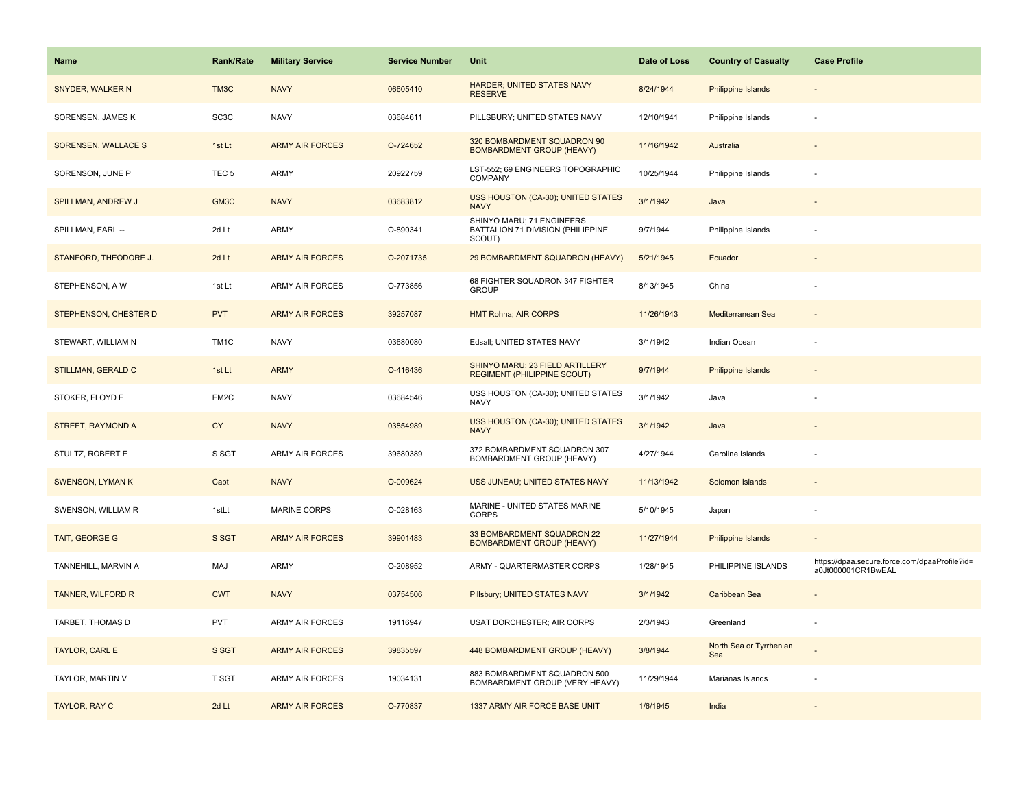| Name | Rank/Rate | Military Service | Service Number | Unit | Date of Loss | Country of Casualty | Case Profile |
| --- | --- | --- | --- | --- | --- | --- | --- |
| SNYDER, WALKER N | TM3C | NAVY | 06605410 | HARDER; UNITED STATES NAVY RESERVE | 8/24/1944 | Philippine Islands | - |
| SORENSEN, JAMES K | SC3C | NAVY | 03684611 | PILLSBURY; UNITED STATES NAVY | 12/10/1941 | Philippine Islands | - |
| SORENSEN, WALLACE S | 1st Lt | ARMY AIR FORCES | O-724652 | 320 BOMBARDMENT SQUADRON 90 BOMBARDMENT GROUP (HEAVY) | 11/16/1942 | Australia | - |
| SORENSON, JUNE P | TEC 5 | ARMY | 20922759 | LST-552; 69 ENGINEERS TOPOGRAPHIC COMPANY | 10/25/1944 | Philippine Islands | - |
| SPILLMAN, ANDREW J | GM3C | NAVY | 03683812 | USS HOUSTON (CA-30); UNITED STATES NAVY | 3/1/1942 | Java | - |
| SPILLMAN, EARL -- | 2d Lt | ARMY | O-890341 | SHINYO MARU; 71 ENGINEERS BATTALION 71 DIVISION (PHILIPPINE SCOUT) | 9/7/1944 | Philippine Islands | - |
| STANFORD, THEODORE J. | 2d Lt | ARMY AIR FORCES | O-2071735 | 29 BOMBARDMENT SQUADRON (HEAVY) | 5/21/1945 | Ecuador | - |
| STEPHENSON, A W | 1st Lt | ARMY AIR FORCES | O-773856 | 68 FIGHTER SQUADRON 347 FIGHTER GROUP | 8/13/1945 | China | - |
| STEPHENSON, CHESTER D | PVT | ARMY AIR FORCES | 39257087 | HMT Rohna; AIR CORPS | 11/26/1943 | Mediterranean Sea | - |
| STEWART, WILLIAM N | TM1C | NAVY | 03680080 | Edsall; UNITED STATES NAVY | 3/1/1942 | Indian Ocean | - |
| STILLMAN, GERALD C | 1st Lt | ARMY | O-416436 | SHINYO MARU; 23 FIELD ARTILLERY REGIMENT (PHILIPPINE SCOUT) | 9/7/1944 | Philippine Islands | - |
| STOKER, FLOYD E | EM2C | NAVY | 03684546 | USS HOUSTON (CA-30); UNITED STATES NAVY | 3/1/1942 | Java | - |
| STREET, RAYMOND A | CY | NAVY | 03854989 | USS HOUSTON (CA-30); UNITED STATES NAVY | 3/1/1942 | Java | - |
| STULTZ, ROBERT E | S SGT | ARMY AIR FORCES | 39680389 | 372 BOMBARDMENT SQUADRON 307 BOMBARDMENT GROUP (HEAVY) | 4/27/1944 | Caroline Islands | - |
| SWENSON, LYMAN K | Capt | NAVY | O-009624 | USS JUNEAU; UNITED STATES NAVY | 11/13/1942 | Solomon Islands | - |
| SWENSON, WILLIAM R | 1stLt | MARINE CORPS | O-028163 | MARINE - UNITED STATES MARINE CORPS | 5/10/1945 | Japan | - |
| TAIT, GEORGE G | S SGT | ARMY AIR FORCES | 39901483 | 33 BOMBARDMENT SQUADRON 22 BOMBARDMENT GROUP (HEAVY) | 11/27/1944 | Philippine Islands | - |
| TANNEHILL, MARVIN A | MAJ | ARMY | O-208952 | ARMY - QUARTERMASTER CORPS | 1/28/1945 | PHILIPPINE ISLANDS | https://dpaa.secure.force.com/dpaaProfile?id=a0Jt000001CR1BwEAL |
| TANNER, WILFORD R | CWT | NAVY | 03754506 | Pillsbury; UNITED STATES NAVY | 3/1/1942 | Caribbean Sea | - |
| TARBET, THOMAS D | PVT | ARMY AIR FORCES | 19116947 | USAT DORCHESTER; AIR CORPS | 2/3/1943 | Greenland | - |
| TAYLOR, CARL E | S SGT | ARMY AIR FORCES | 39835597 | 448 BOMBARDMENT GROUP (HEAVY) | 3/8/1944 | North Sea or Tyrrhenian Sea | - |
| TAYLOR, MARTIN V | T SGT | ARMY AIR FORCES | 19034131 | 883 BOMBARDMENT SQUADRON 500 BOMBARDMENT GROUP (VERY HEAVY) | 11/29/1944 | Marianas Islands | - |
| TAYLOR, RAY C | 2d Lt | ARMY AIR FORCES | O-770837 | 1337 ARMY AIR FORCE BASE UNIT | 1/6/1945 | India | - |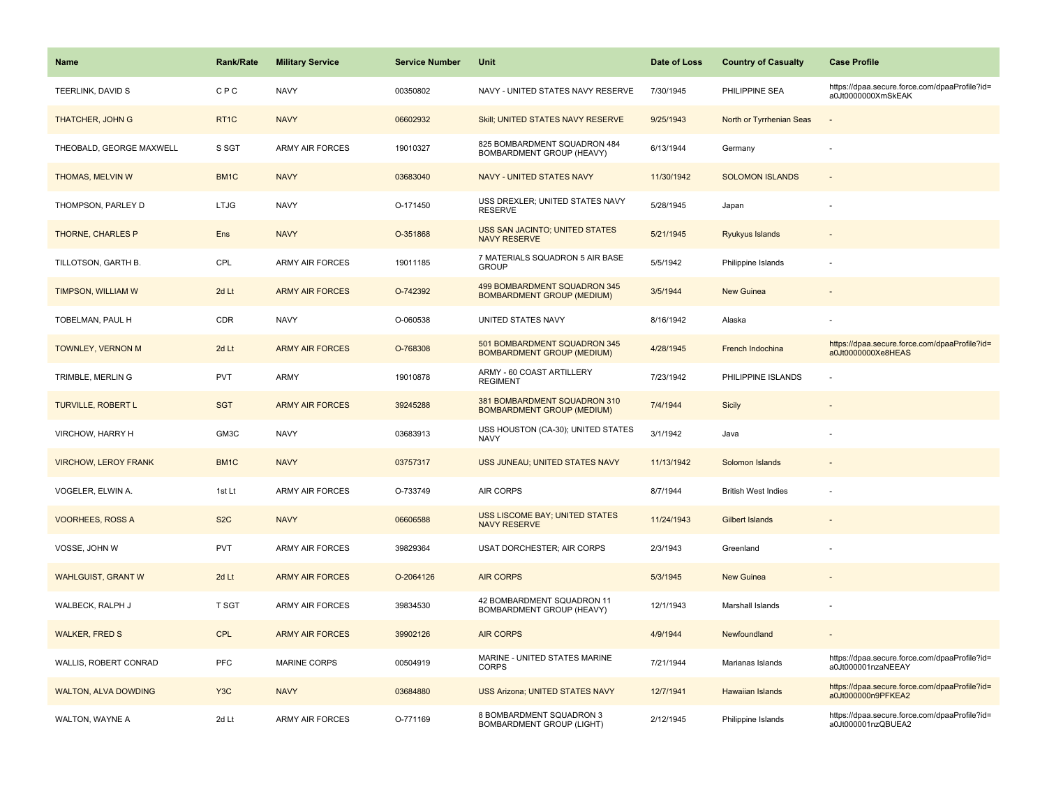| Name | Rank/Rate | Military Service | Service Number | Unit | Date of Loss | Country of Casualty | Case Profile |
|---|---|---|---|---|---|---|---|
| TEERLINK, DAVID S | C P C | NAVY | 00350802 | NAVY - UNITED STATES NAVY RESERVE | 7/30/1945 | PHILIPPINE SEA | https://dpaa.secure.force.com/dpaaProfile?id=a0Jt0000000XmSkEAK |
| THATCHER, JOHN G | RT1C | NAVY | 06602932 | Skill; UNITED STATES NAVY RESERVE | 9/25/1943 | North or Tyrrhenian Seas | - |
| THEOBALD, GEORGE MAXWELL | S SGT | ARMY AIR FORCES | 19010327 | 825 BOMBARDMENT SQUADRON 484 BOMBARDMENT GROUP (HEAVY) | 6/13/1944 | Germany | - |
| THOMAS, MELVIN W | BM1C | NAVY | 03683040 | NAVY - UNITED STATES NAVY | 11/30/1942 | SOLOMON ISLANDS | - |
| THOMPSON, PARLEY D | LTJG | NAVY | O-171450 | USS DREXLER; UNITED STATES NAVY RESERVE | 5/28/1945 | Japan | - |
| THORNE, CHARLES P | Ens | NAVY | O-351868 | USS SAN JACINTO; UNITED STATES NAVY RESERVE | 5/21/1945 | Ryukyus Islands | - |
| TILLOTSON, GARTH B. | CPL | ARMY AIR FORCES | 19011185 | 7 MATERIALS SQUADRON 5 AIR BASE GROUP | 5/5/1942 | Philippine Islands | - |
| TIMPSON, WILLIAM W | 2d Lt | ARMY AIR FORCES | O-742392 | 499 BOMBARDMENT SQUADRON 345 BOMBARDMENT GROUP (MEDIUM) | 3/5/1944 | New Guinea | - |
| TOBELMAN, PAUL H | CDR | NAVY | O-060538 | UNITED STATES NAVY | 8/16/1942 | Alaska | - |
| TOWNLEY, VERNON M | 2d Lt | ARMY AIR FORCES | O-768308 | 501 BOMBARDMENT SQUADRON 345 BOMBARDMENT GROUP (MEDIUM) | 4/28/1945 | French Indochina | https://dpaa.secure.force.com/dpaaProfile?id=a0Jt0000000Xe8HEAS |
| TRIMBLE, MERLIN G | PVT | ARMY | 19010878 | ARMY - 60 COAST ARTILLERY REGIMENT | 7/23/1942 | PHILIPPINE ISLANDS | - |
| TURVILLE, ROBERT L | SGT | ARMY AIR FORCES | 39245288 | 381 BOMBARDMENT SQUADRON 310 BOMBARDMENT GROUP (MEDIUM) | 7/4/1944 | Sicily | - |
| VIRCHOW, HARRY H | GM3C | NAVY | 03683913 | USS HOUSTON (CA-30); UNITED STATES NAVY | 3/1/1942 | Java | - |
| VIRCHOW, LEROY FRANK | BM1C | NAVY | 03757317 | USS JUNEAU; UNITED STATES NAVY | 11/13/1942 | Solomon Islands | - |
| VOGELER, ELWIN A. | 1st Lt | ARMY AIR FORCES | O-733749 | AIR CORPS | 8/7/1944 | British West Indies | - |
| VOORHEES, ROSS A | S2C | NAVY | 06606588 | USS LISCOME BAY; UNITED STATES NAVY RESERVE | 11/24/1943 | Gilbert Islands | - |
| VOSSE, JOHN W | PVT | ARMY AIR FORCES | 39829364 | USAT DORCHESTER; AIR CORPS | 2/3/1943 | Greenland | - |
| WAHLGUIST, GRANT W | 2d Lt | ARMY AIR FORCES | O-2064126 | AIR CORPS | 5/3/1945 | New Guinea | - |
| WALBECK, RALPH J | T SGT | ARMY AIR FORCES | 39834530 | 42 BOMBARDMENT SQUADRON 11 BOMBARDMENT GROUP (HEAVY) | 12/1/1943 | Marshall Islands | - |
| WALKER, FRED S | CPL | ARMY AIR FORCES | 39902126 | AIR CORPS | 4/9/1944 | Newfoundland | - |
| WALLIS, ROBERT CONRAD | PFC | MARINE CORPS | 00504919 | MARINE - UNITED STATES MARINE CORPS | 7/21/1944 | Marianas Islands | https://dpaa.secure.force.com/dpaaProfile?id=a0Jt000001nzaNEEAY |
| WALTON, ALVA DOWDING | Y3C | NAVY | 03684880 | USS Arizona; UNITED STATES NAVY | 12/7/1941 | Hawaiian Islands | https://dpaa.secure.force.com/dpaaProfile?id=a0Jt000000n9PFKEA2 |
| WALTON, WAYNE A | 2d Lt | ARMY AIR FORCES | O-771169 | 8 BOMBARDMENT SQUADRON 3 BOMBARDMENT GROUP (LIGHT) | 2/12/1945 | Philippine Islands | https://dpaa.secure.force.com/dpaaProfile?id=a0Jt000001nzQBUEA2 |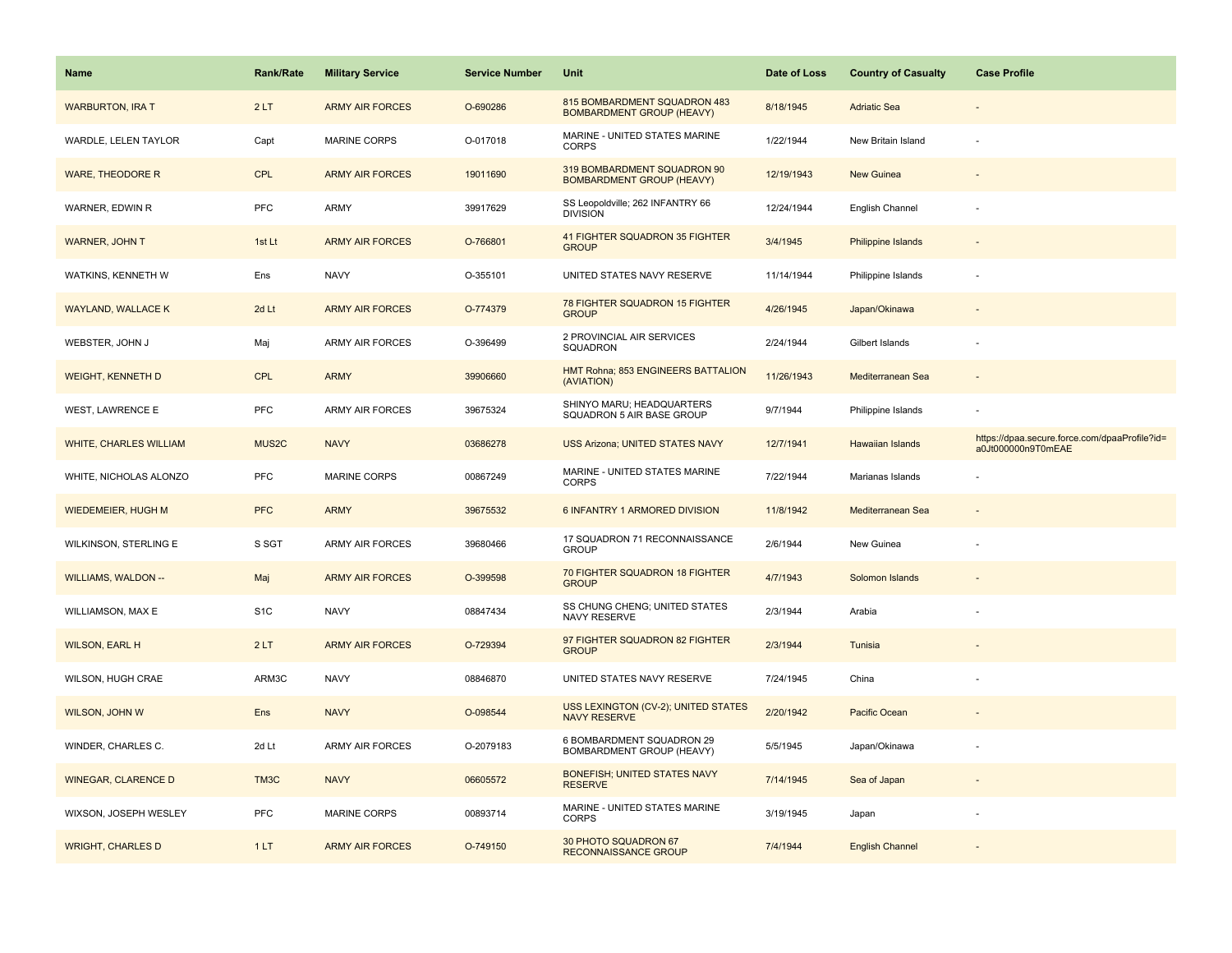| Name | Rank/Rate | Military Service | Service Number | Unit | Date of Loss | Country of Casualty | Case Profile |
| --- | --- | --- | --- | --- | --- | --- | --- |
| WARBURTON, IRA T | 2 LT | ARMY AIR FORCES | O-690286 | 815 BOMBARDMENT SQUADRON 483 BOMBARDMENT GROUP (HEAVY) | 8/18/1945 | Adriatic Sea | - |
| WARDLE, LELEN TAYLOR | Capt | MARINE CORPS | O-017018 | MARINE - UNITED STATES MARINE CORPS | 1/22/1944 | New Britain Island | - |
| WARE, THEODORE R | CPL | ARMY AIR FORCES | 19011690 | 319 BOMBARDMENT SQUADRON 90 BOMBARDMENT GROUP (HEAVY) | 12/19/1943 | New Guinea | - |
| WARNER, EDWIN R | PFC | ARMY | 39917629 | SS Leopoldville; 262 INFANTRY 66 DIVISION | 12/24/1944 | English Channel | - |
| WARNER, JOHN T | 1st Lt | ARMY AIR FORCES | O-766801 | 41 FIGHTER SQUADRON 35 FIGHTER GROUP | 3/4/1945 | Philippine Islands | - |
| WATKINS, KENNETH W | Ens | NAVY | O-355101 | UNITED STATES NAVY RESERVE | 11/14/1944 | Philippine Islands | - |
| WAYLAND, WALLACE K | 2d Lt | ARMY AIR FORCES | O-774379 | 78 FIGHTER SQUADRON 15 FIGHTER GROUP | 4/26/1945 | Japan/Okinawa | - |
| WEBSTER, JOHN J | Maj | ARMY AIR FORCES | O-396499 | 2 PROVINCIAL AIR SERVICES SQUADRON | 2/24/1944 | Gilbert Islands | - |
| WEIGHT, KENNETH D | CPL | ARMY | 39906660 | HMT Rohna; 853 ENGINEERS BATTALION (AVIATION) | 11/26/1943 | Mediterranean Sea | - |
| WEST, LAWRENCE E | PFC | ARMY AIR FORCES | 39675324 | SHINYO MARU; HEADQUARTERS SQUADRON 5 AIR BASE GROUP | 9/7/1944 | Philippine Islands | - |
| WHITE, CHARLES WILLIAM | MUS2C | NAVY | 03686278 | USS Arizona; UNITED STATES NAVY | 12/7/1941 | Hawaiian Islands | https://dpaa.secure.force.com/dpaaProfile?id=a0Jt000000n9T0mEAE |
| WHITE, NICHOLAS ALONZO | PFC | MARINE CORPS | 00867249 | MARINE - UNITED STATES MARINE CORPS | 7/22/1944 | Marianas Islands | - |
| WIEDEMEIER, HUGH M | PFC | ARMY | 39675532 | 6 INFANTRY 1 ARMORED DIVISION | 11/8/1942 | Mediterranean Sea | - |
| WILKINSON, STERLING E | S SGT | ARMY AIR FORCES | 39680466 | 17 SQUADRON 71 RECONNAISSANCE GROUP | 2/6/1944 | New Guinea | - |
| WILLIAMS, WALDON -- | Maj | ARMY AIR FORCES | O-399598 | 70 FIGHTER SQUADRON 18 FIGHTER GROUP | 4/7/1943 | Solomon Islands | - |
| WILLIAMSON, MAX E | S1C | NAVY | 08847434 | SS CHUNG CHENG; UNITED STATES NAVY RESERVE | 2/3/1944 | Arabia | - |
| WILSON, EARL H | 2 LT | ARMY AIR FORCES | O-729394 | 97 FIGHTER SQUADRON 82 FIGHTER GROUP | 2/3/1944 | Tunisia | - |
| WILSON, HUGH CRAE | ARM3C | NAVY | 08846870 | UNITED STATES NAVY RESERVE | 7/24/1945 | China | - |
| WILSON, JOHN W | Ens | NAVY | O-098544 | USS LEXINGTON (CV-2); UNITED STATES NAVY RESERVE | 2/20/1942 | Pacific Ocean | - |
| WINDER, CHARLES C. | 2d Lt | ARMY AIR FORCES | O-2079183 | 6 BOMBARDMENT SQUADRON 29 BOMBARDMENT GROUP (HEAVY) | 5/5/1945 | Japan/Okinawa | - |
| WINEGAR, CLARENCE D | TM3C | NAVY | 06605572 | BONEFISH; UNITED STATES NAVY RESERVE | 7/14/1945 | Sea of Japan | - |
| WIXSON, JOSEPH WESLEY | PFC | MARINE CORPS | 00893714 | MARINE - UNITED STATES MARINE CORPS | 3/19/1945 | Japan | - |
| WRIGHT, CHARLES D | 1 LT | ARMY AIR FORCES | O-749150 | 30 PHOTO SQUADRON 67 RECONNAISSANCE GROUP | 7/4/1944 | English Channel | - |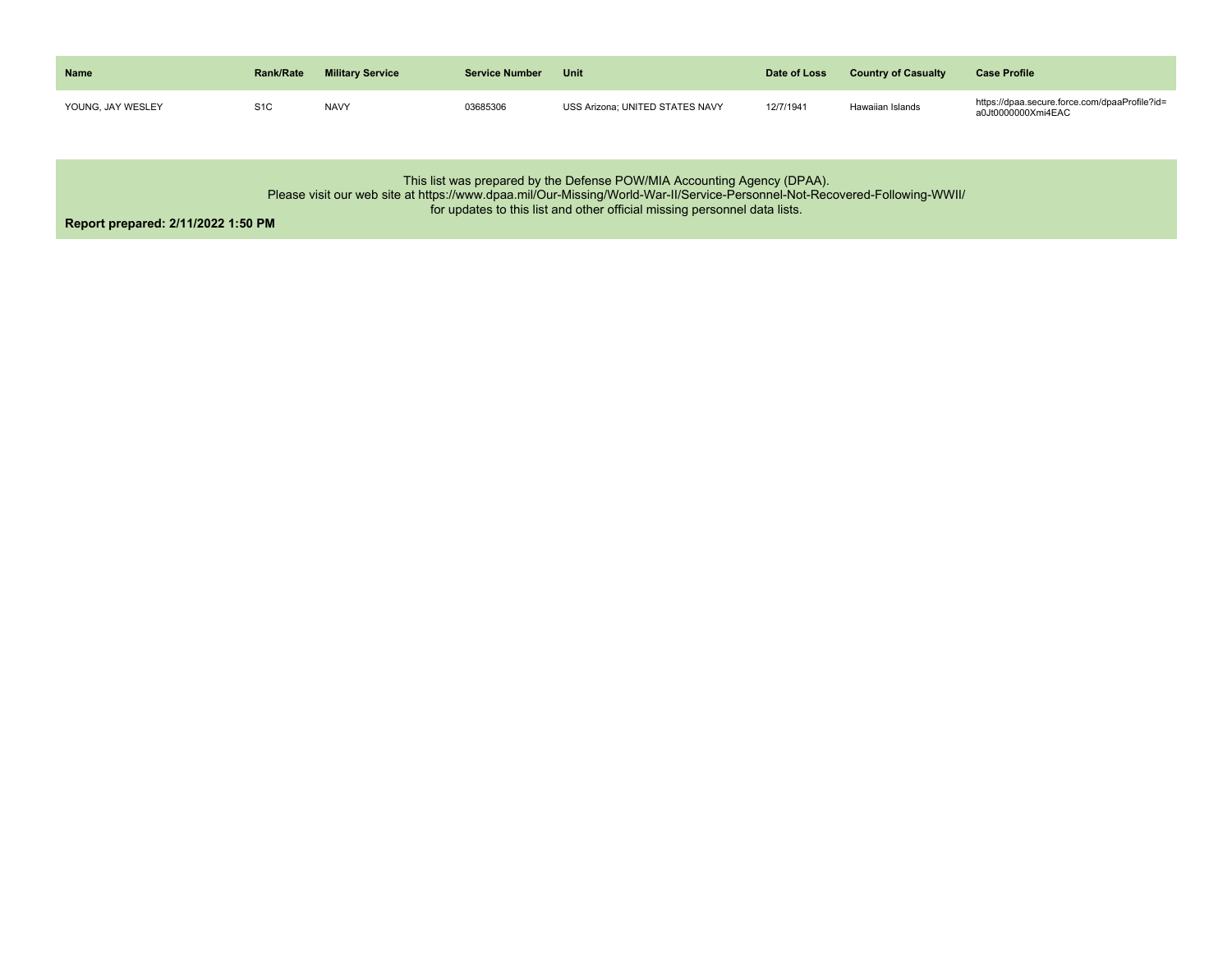| Name | Rank/Rate | Military Service | Service Number | Unit | Date of Loss | Country of Casualty | Case Profile |
|---|---|---|---|---|---|---|---|
| YOUNG, JAY WESLEY | S1C | NAVY | 03685306 | USS Arizona; UNITED STATES NAVY | 12/7/1941 | Hawaiian Islands | https://dpaa.secure.force.com/dpaaProfile?id=a0Jt0000000Xmi4EAC |

This list was prepared by the Defense POW/MIA Accounting Agency (DPAA).
Please visit our web site at https://www.dpaa.mil/Our-Missing/World-War-II/Service-Personnel-Not-Recovered-Following-WWII/
for updates to this list and other official missing personnel data lists.

**Report prepared: 2/11/2022 1:50 PM**